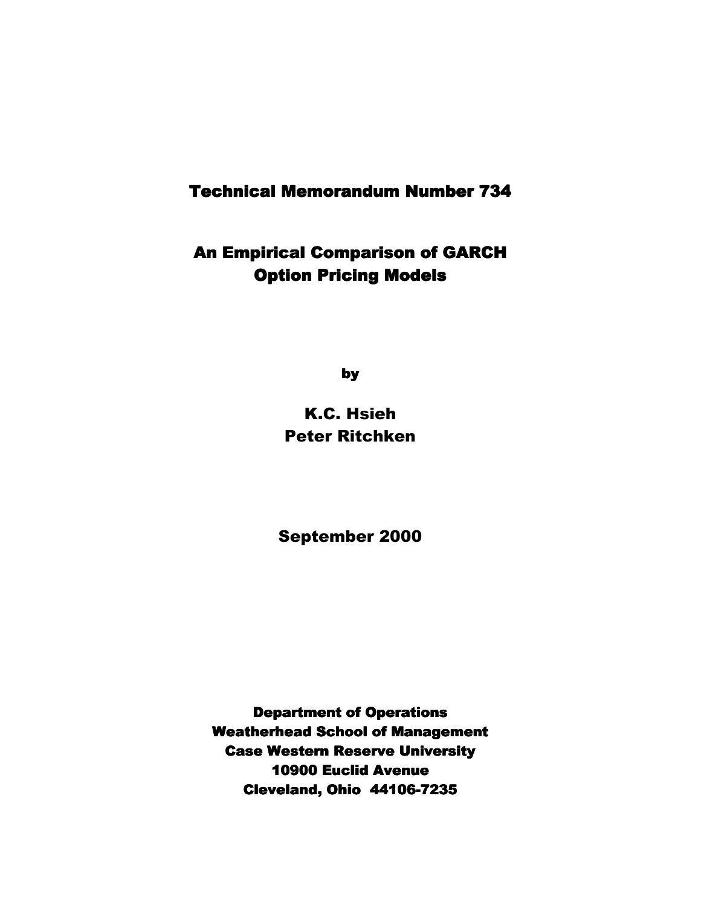# Technical Memorandum Number 734

# An Empirical Comparison of GARCH Option Pricing Models

by

**K.C. Hsieh**
**Peter Ritchken**

**September 2000**

**Department of Operations**
**Weatherhead School of Management**
**Case Western Reserve University**
**10900 Euclid Avenue**
**Cleveland, Ohio 44106-7235**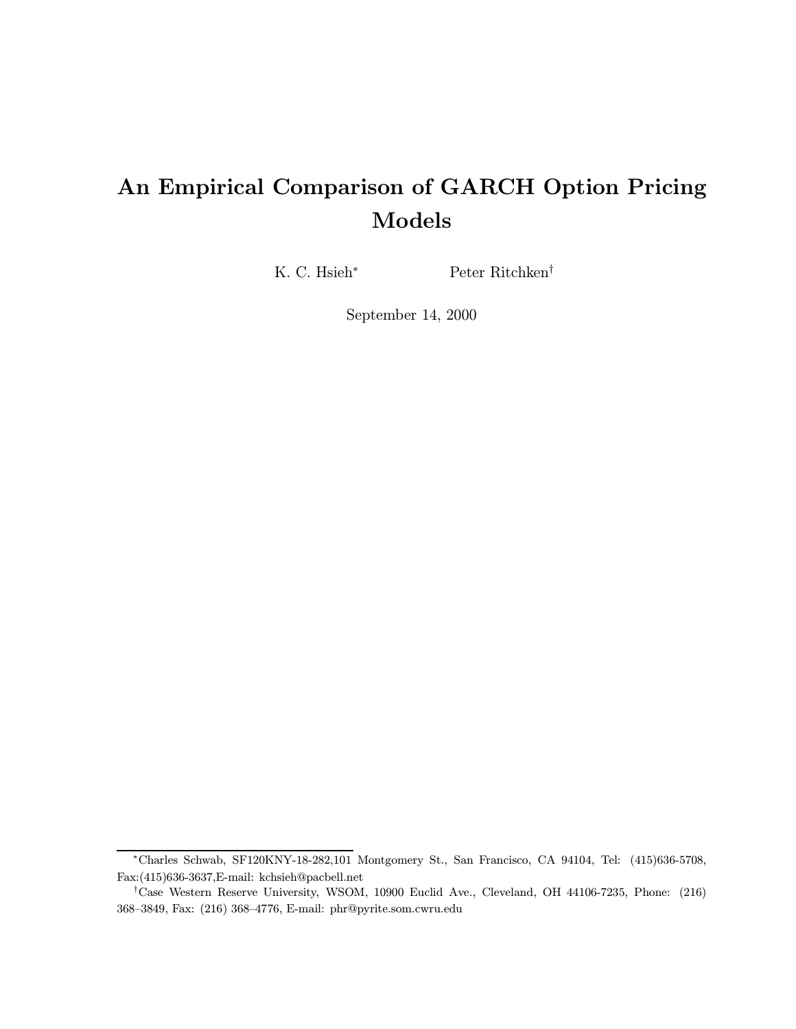# An Empirical Comparison of GARCH Option Pricing Models

K. C. Hsieh[*] Peter Ritchken[†]

September 14, 2000

---

[*] Charles Schwab, SF120KNY-18-282,101 Montgomery St., San Francisco, CA 94104, Tel: (415)636-5708, Fax:(415)636-3637,E-mail: kchsieh@pacbell.net

[†] Case Western Reserve University, WSOM, 10900 Euclid Ave., Cleveland, OH 44106-7235, Phone: (216) 368–3849, Fax: (216) 368–4776, E-mail: phr@pyrite.som.cwru.edu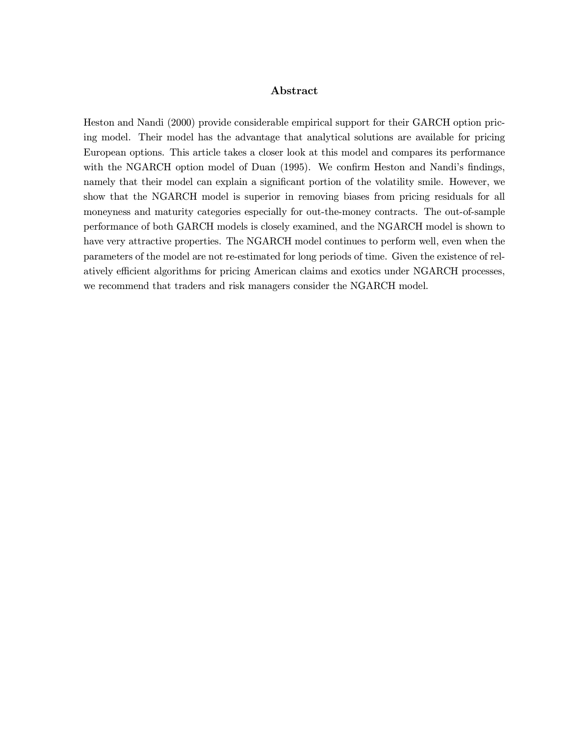## Abstract

Heston and Nandi (2000) provide considerable empirical support for their GARCH option pricing model. Their model has the advantage that analytical solutions are available for pricing European options. This article takes a closer look at this model and compares its performance with the NGARCH option model of Duan (1995). We confirm Heston and Nandi's findings, namely that their model can explain a significant portion of the volatility smile. However, we show that the NGARCH model is superior in removing biases from pricing residuals for all moneyness and maturity categories especially for out-the-money contracts. The out-of-sample performance of both GARCH models is closely examined, and the NGARCH model is shown to have very attractive properties. The NGARCH model continues to perform well, even when the parameters of the model are not re-estimated for long periods of time. Given the existence of relatively efficient algorithms for pricing American claims and exotics under NGARCH processes, we recommend that traders and risk managers consider the NGARCH model.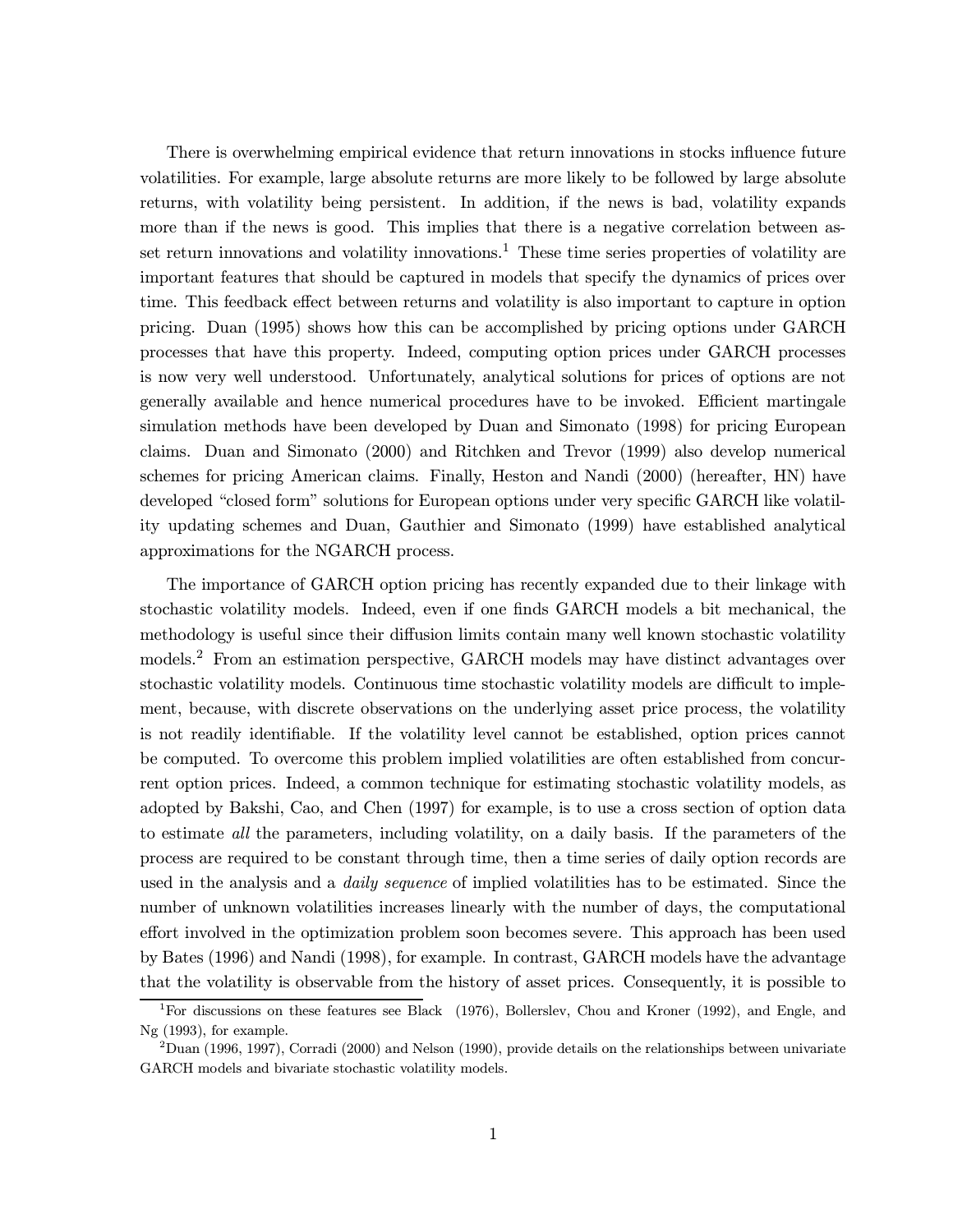There is overwhelming empirical evidence that return innovations in stocks influence future volatilities. For example, large absolute returns are more likely to be followed by large absolute returns, with volatility being persistent. In addition, if the news is bad, volatility expands more than if the news is good. This implies that there is a negative correlation between asset return innovations and volatility innovations.[1] These time series properties of volatility are important features that should be captured in models that specify the dynamics of prices over time. This feedback effect between returns and volatility is also important to capture in option pricing. Duan (1995) shows how this can be accomplished by pricing options under GARCH processes that have this property. Indeed, computing option prices under GARCH processes is now very well understood. Unfortunately, analytical solutions for prices of options are not generally available and hence numerical procedures have to be invoked. Efficient martingale simulation methods have been developed by Duan and Simonato (1998) for pricing European claims. Duan and Simonato (2000) and Ritchken and Trevor (1999) also develop numerical schemes for pricing American claims. Finally, Heston and Nandi (2000) (hereafter, HN) have developed "closed form" solutions for European options under very specific GARCH like volatility updating schemes and Duan, Gauthier and Simonato (1999) have established analytical approximations for the NGARCH process.

The importance of GARCH option pricing has recently expanded due to their linkage with stochastic volatility models. Indeed, even if one finds GARCH models a bit mechanical, the methodology is useful since their diffusion limits contain many well known stochastic volatility models.[2] From an estimation perspective, GARCH models may have distinct advantages over stochastic volatility models. Continuous time stochastic volatility models are difficult to implement, because, with discrete observations on the underlying asset price process, the volatility is not readily identifiable. If the volatility level cannot be established, option prices cannot be computed. To overcome this problem implied volatilities are often established from concurrent option prices. Indeed, a common technique for estimating stochastic volatility models, as adopted by Bakshi, Cao, and Chen (1997) for example, is to use a cross section of option data to estimate *all* the parameters, including volatility, on a daily basis. If the parameters of the process are required to be constant through time, then a time series of daily option records are used in the analysis and a *daily sequence* of implied volatilities has to be estimated. Since the number of unknown volatilities increases linearly with the number of days, the computational effort involved in the optimization problem soon becomes severe. This approach has been used by Bates (1996) and Nandi (1998), for example. In contrast, GARCH models have the advantage that the volatility is observable from the history of asset prices. Consequently, it is possible to

[1] For discussions on these features see Black (1976), Bollerslev, Chou and Kroner (1992), and Engle, and Ng (1993), for example.

[2] Duan (1996, 1997), Corradi (2000) and Nelson (1990), provide details on the relationships between univariate GARCH models and bivariate stochastic volatility models.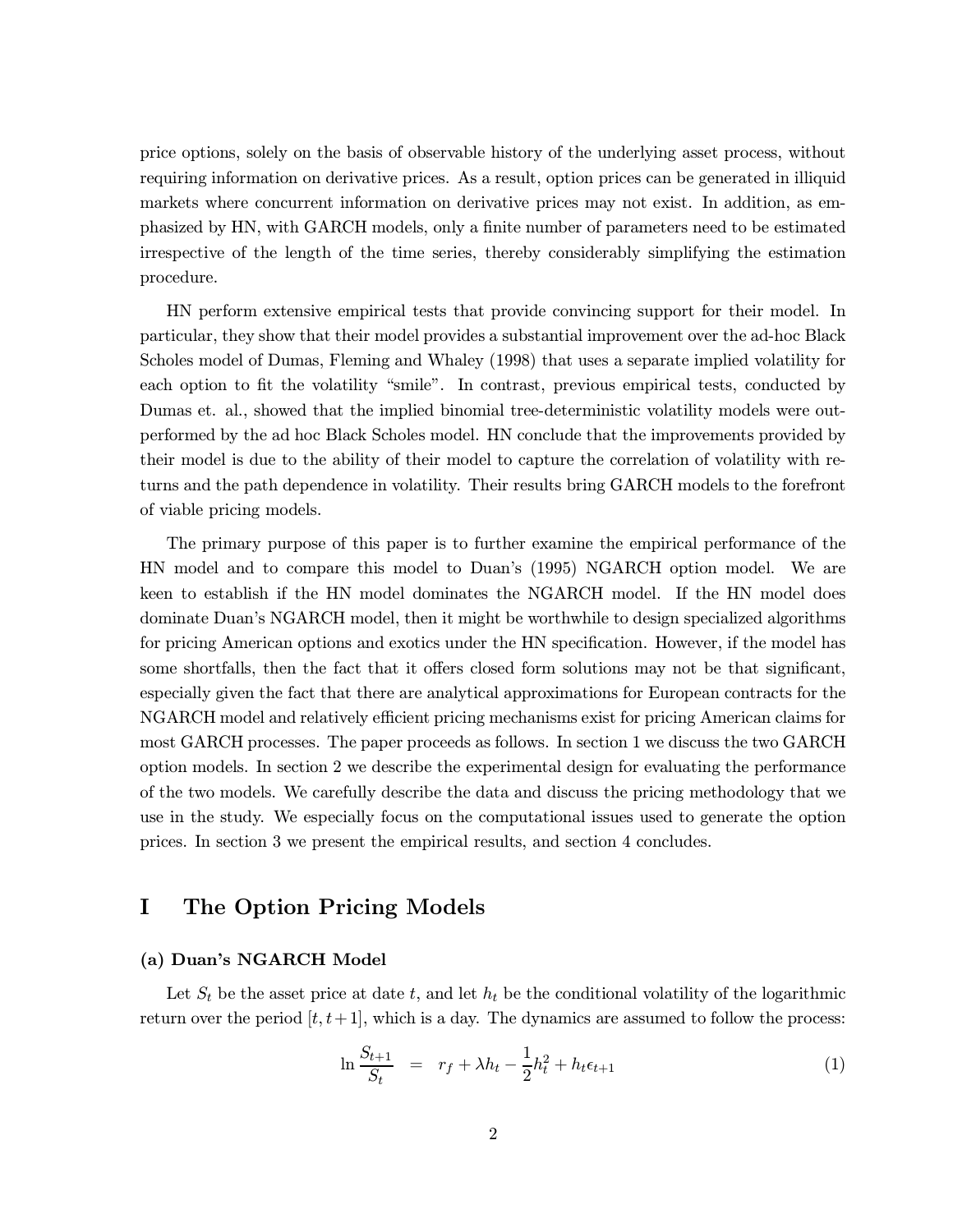price options, solely on the basis of observable history of the underlying asset process, without requiring information on derivative prices. As a result, option prices can be generated in illiquid markets where concurrent information on derivative prices may not exist. In addition, as emphasized by HN, with GARCH models, only a finite number of parameters need to be estimated irrespective of the length of the time series, thereby considerably simplifying the estimation procedure.

HN perform extensive empirical tests that provide convincing support for their model. In particular, they show that their model provides a substantial improvement over the ad-hoc Black Scholes model of Dumas, Fleming and Whaley (1998) that uses a separate implied volatility for each option to fit the volatility "smile". In contrast, previous empirical tests, conducted by Dumas et. al., showed that the implied binomial tree-deterministic volatility models were outperformed by the ad hoc Black Scholes model. HN conclude that the improvements provided by their model is due to the ability of their model to capture the correlation of volatility with returns and the path dependence in volatility. Their results bring GARCH models to the forefront of viable pricing models.

The primary purpose of this paper is to further examine the empirical performance of the HN model and to compare this model to Duan's (1995) NGARCH option model. We are keen to establish if the HN model dominates the NGARCH model. If the HN model does dominate Duan's NGARCH model, then it might be worthwhile to design specialized algorithms for pricing American options and exotics under the HN specification. However, if the model has some shortfalls, then the fact that it offers closed form solutions may not be that significant, especially given the fact that there are analytical approximations for European contracts for the NGARCH model and relatively efficient pricing mechanisms exist for pricing American claims for most GARCH processes. The paper proceeds as follows. In section 1 we discuss the two GARCH option models. In section 2 we describe the experimental design for evaluating the performance of the two models. We carefully describe the data and discuss the pricing methodology that we use in the study. We especially focus on the computational issues used to generate the option prices. In section 3 we present the empirical results, and section 4 concludes.

# I The Option Pricing Models

### (a) Duan's NGARCH Model

Let $S_t$ be the asset price at date $t$, and let $h_t$ be the conditional volatility of the logarithmic return over the period $[t, t+1]$, which is a day. The dynamics are assumed to follow the process:

$$\ln \frac{S_{t+1}}{S_t} = r_f + \lambda h_t - \frac{1}{2}h_t^2 + h_t \epsilon_{t+1} \tag{1}$$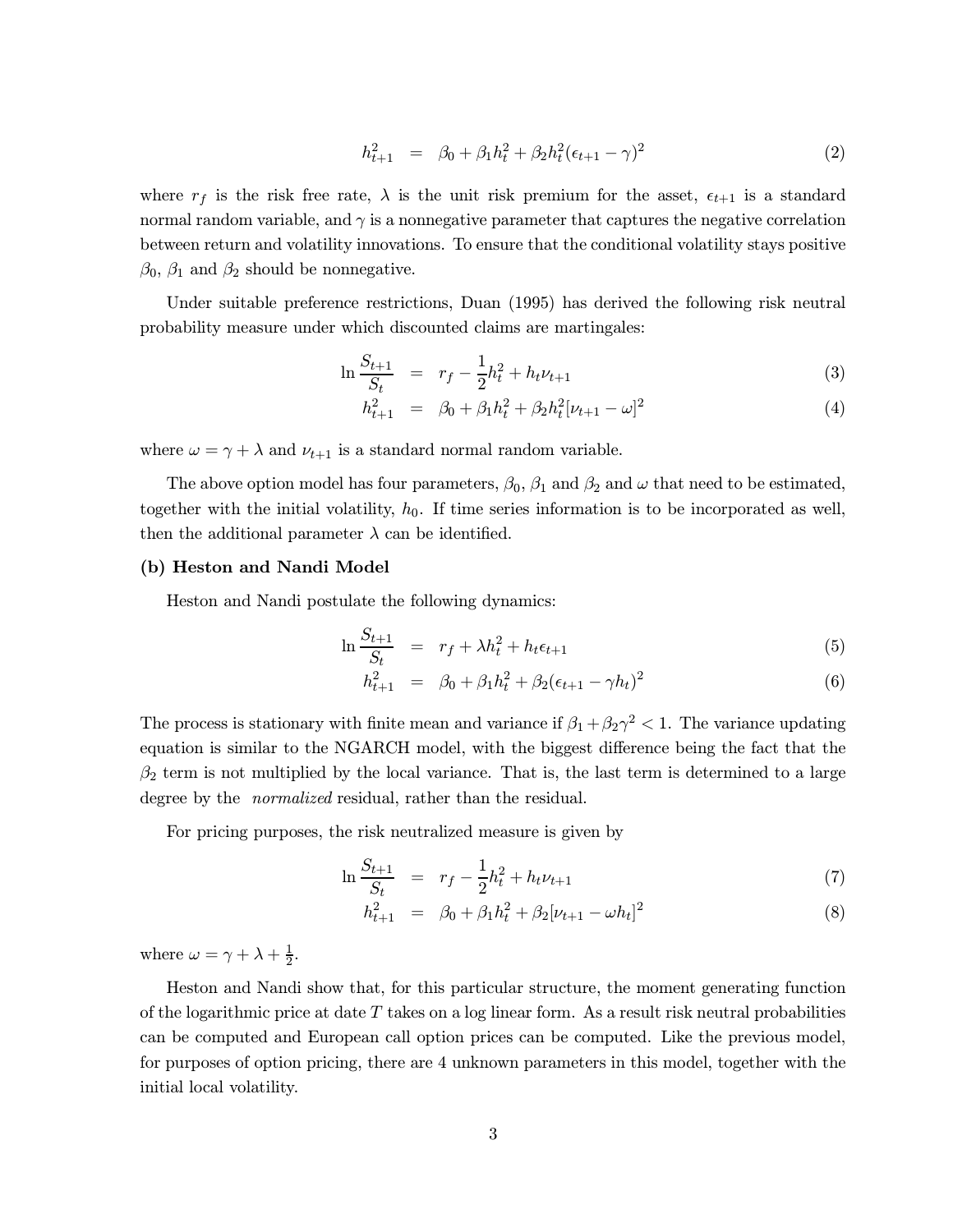$$h_{t+1}^2 = \beta_0 + \beta_1 h_t^2 + \beta_2 h_t^2 (\epsilon_{t+1} - \gamma)^2 \tag{2}$$

where $r_f$ is the risk free rate, $\lambda$ is the unit risk premium for the asset, $\epsilon_{t+1}$ is a standard normal random variable, and $\gamma$ is a nonnegative parameter that captures the negative correlation between return and volatility innovations. To ensure that the conditional volatility stays positive $\beta_0$, $\beta_1$ and $\beta_2$ should be nonnegative.

Under suitable preference restrictions, Duan (1995) has derived the following risk neutral probability measure under which discounted claims are martingales:

$$\ln \frac{S_{t+1}}{S_t} = r_f - \frac{1}{2} h_t^2 + h_t \nu_{t+1} \tag{3}$$

$$h_{t+1}^2 = \beta_0 + \beta_1 h_t^2 + \beta_2 h_t^2 [\nu_{t+1} - \omega]^2 \tag{4}$$

where $\omega = \gamma + \lambda$ and $\nu_{t+1}$ is a standard normal random variable.

The above option model has four parameters, $\beta_0$, $\beta_1$ and $\beta_2$ and $\omega$ that need to be estimated, together with the initial volatility, $h_0$. If time series information is to be incorporated as well, then the additional parameter $\lambda$ can be identified.

**(b) Heston and Nandi Model**

Heston and Nandi postulate the following dynamics:

$$\ln \frac{S_{t+1}}{S_t} = r_f + \lambda h_t^2 + h_t \epsilon_{t+1} \tag{5}$$

$$h_{t+1}^2 = \beta_0 + \beta_1 h_t^2 + \beta_2 (\epsilon_{t+1} - \gamma h_t)^2 \tag{6}$$

The process is stationary with finite mean and variance if $\beta_1 + \beta_2 \gamma^2 < 1$. The variance updating equation is similar to the NGARCH model, with the biggest difference being the fact that the $\beta_2$ term is not multiplied by the local variance. That is, the last term is determined to a large degree by the *normalized* residual, rather than the residual.

For pricing purposes, the risk neutralized measure is given by

$$\ln \frac{S_{t+1}}{S_t} = r_f - \frac{1}{2} h_t^2 + h_t \nu_{t+1} \tag{7}$$

$$h_{t+1}^2 = \beta_0 + \beta_1 h_t^2 + \beta_2 [\nu_{t+1} - \omega h_t]^2 \tag{8}$$

where $\omega = \gamma + \lambda + \frac{1}{2}$.

Heston and Nandi show that, for this particular structure, the moment generating function of the logarithmic price at date $T$ takes on a log linear form. As a result risk neutral probabilities can be computed and European call option prices can be computed. Like the previous model, for purposes of option pricing, there are 4 unknown parameters in this model, together with the initial local volatility.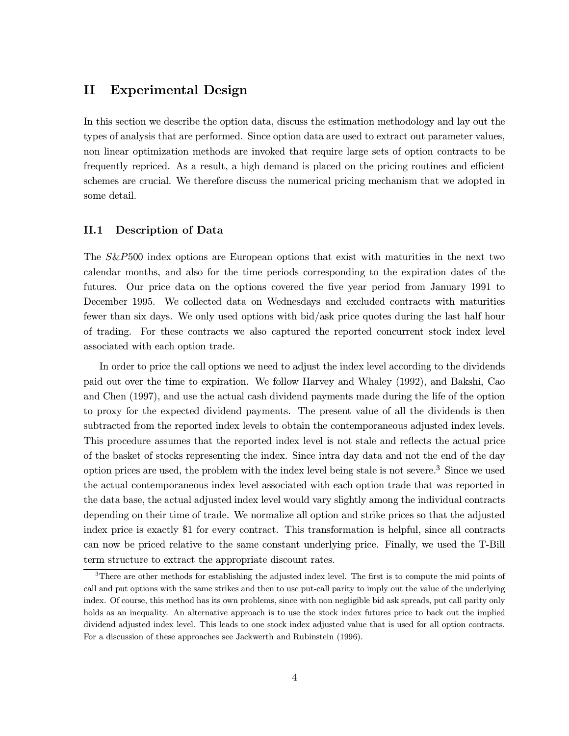## II Experimental Design

In this section we describe the option data, discuss the estimation methodology and lay out the types of analysis that are performed. Since option data are used to extract out parameter values, non linear optimization methods are invoked that require large sets of option contracts to be frequently repriced. As a result, a high demand is placed on the pricing routines and efficient schemes are crucial. We therefore discuss the numerical pricing mechanism that we adopted in some detail.

### II.1 Description of Data

The $S\&P500$ index options are European options that exist with maturities in the next two calendar months, and also for the time periods corresponding to the expiration dates of the futures. Our price data on the options covered the five year period from January 1991 to December 1995. We collected data on Wednesdays and excluded contracts with maturities fewer than six days. We only used options with bid/ask price quotes during the last half hour of trading. For these contracts we also captured the reported concurrent stock index level associated with each option trade.

In order to price the call options we need to adjust the index level according to the dividends paid out over the time to expiration. We follow Harvey and Whaley (1992), and Bakshi, Cao and Chen (1997), and use the actual cash dividend payments made during the life of the option to proxy for the expected dividend payments. The present value of all the dividends is then subtracted from the reported index levels to obtain the contemporaneous adjusted index levels. This procedure assumes that the reported index level is not stale and reflects the actual price of the basket of stocks representing the index. Since intra day data and not the end of the day option prices are used, the problem with the index level being stale is not severe.[3] Since we used the actual contemporaneous index level associated with each option trade that was reported in the data base, the actual adjusted index level would vary slightly among the individual contracts depending on their time of trade. We normalize all option and strike prices so that the adjusted index price is exactly \$1 for every contract. This transformation is helpful, since all contracts can now be priced relative to the same constant underlying price. Finally, we used the T-Bill term structure to extract the appropriate discount rates.

[3] There are other methods for establishing the adjusted index level. The first is to compute the mid points of call and put options with the same strikes and then to use put-call parity to imply out the value of the underlying index. Of course, this method has its own problems, since with non negligible bid ask spreads, put call parity only holds as an inequality. An alternative approach is to use the stock index futures price to back out the implied dividend adjusted index level. This leads to one stock index adjusted value that is used for all option contracts. For a discussion of these approaches see Jackwerth and Rubinstein (1996).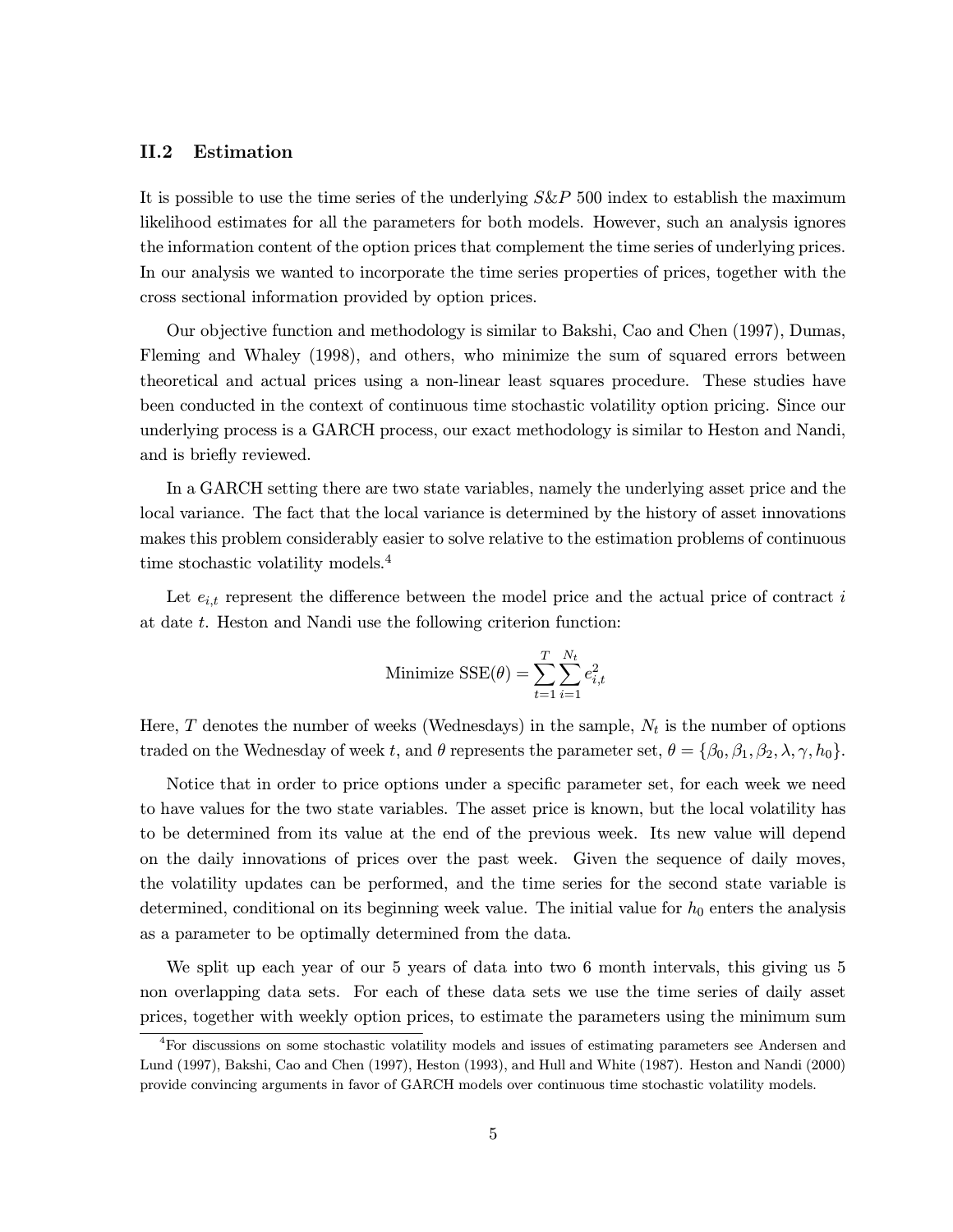### II.2 Estimation

It is possible to use the time series of the underlying $S\&P$ 500 index to establish the maximum likelihood estimates for all the parameters for both models. However, such an analysis ignores the information content of the option prices that complement the time series of underlying prices. In our analysis we wanted to incorporate the time series properties of prices, together with the cross sectional information provided by option prices.

Our objective function and methodology is similar to Bakshi, Cao and Chen (1997), Dumas, Fleming and Whaley (1998), and others, who minimize the sum of squared errors between theoretical and actual prices using a non-linear least squares procedure. These studies have been conducted in the context of continuous time stochastic volatility option pricing. Since our underlying process is a GARCH process, our exact methodology is similar to Heston and Nandi, and is briefly reviewed.

In a GARCH setting there are two state variables, namely the underlying asset price and the local variance. The fact that the local variance is determined by the history of asset innovations makes this problem considerably easier to solve relative to the estimation problems of continuous time stochastic volatility models.[4]

Let $e_{i,t}$ represent the difference between the model price and the actual price of contract $i$ at date $t$. Heston and Nandi use the following criterion function:

$$\text{Minimize SSE}(\theta) = \sum_{t=1}^{T} \sum_{i=1}^{N_t} e_{i,t}^2$$

Here, $T$ denotes the number of weeks (Wednesdays) in the sample, $N_t$ is the number of options traded on the Wednesday of week $t$, and $\theta$ represents the parameter set, $\theta = \{\beta_0, \beta_1, \beta_2, \lambda, \gamma, h_0\}$.

Notice that in order to price options under a specific parameter set, for each week we need to have values for the two state variables. The asset price is known, but the local volatility has to be determined from its value at the end of the previous week. Its new value will depend on the daily innovations of prices over the past week. Given the sequence of daily moves, the volatility updates can be performed, and the time series for the second state variable is determined, conditional on its beginning week value. The initial value for $h_0$ enters the analysis as a parameter to be optimally determined from the data.

We split up each year of our 5 years of data into two 6 month intervals, this giving us 5 non overlapping data sets. For each of these data sets we use the time series of daily asset prices, together with weekly option prices, to estimate the parameters using the minimum sum

[4] For discussions on some stochastic volatility models and issues of estimating parameters see Andersen and Lund (1997), Bakshi, Cao and Chen (1997), Heston (1993), and Hull and White (1987). Heston and Nandi (2000) provide convincing arguments in favor of GARCH models over continuous time stochastic volatility models.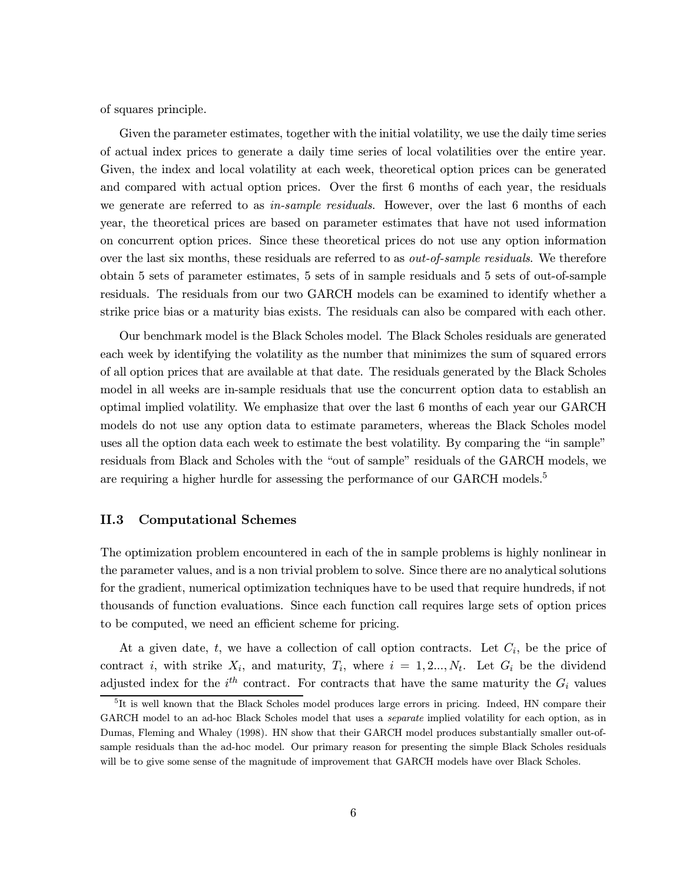of squares principle.

Given the parameter estimates, together with the initial volatility, we use the daily time series of actual index prices to generate a daily time series of local volatilities over the entire year. Given, the index and local volatility at each week, theoretical option prices can be generated and compared with actual option prices. Over the first 6 months of each year, the residuals we generate are referred to as *in-sample residuals*. However, over the last 6 months of each year, the theoretical prices are based on parameter estimates that have not used information on concurrent option prices. Since these theoretical prices do not use any option information over the last six months, these residuals are referred to as *out-of-sample residuals*. We therefore obtain 5 sets of parameter estimates, 5 sets of in sample residuals and 5 sets of out-of-sample residuals. The residuals from our two GARCH models can be examined to identify whether a strike price bias or a maturity bias exists. The residuals can also be compared with each other.

Our benchmark model is the Black Scholes model. The Black Scholes residuals are generated each week by identifying the volatility as the number that minimizes the sum of squared errors of all option prices that are available at that date. The residuals generated by the Black Scholes model in all weeks are in-sample residuals that use the concurrent option data to establish an optimal implied volatility. We emphasize that over the last 6 months of each year our GARCH models do not use any option data to estimate parameters, whereas the Black Scholes model uses all the option data each week to estimate the best volatility. By comparing the "in sample" residuals from Black and Scholes with the "out of sample" residuals of the GARCH models, we are requiring a higher hurdle for assessing the performance of our GARCH models.[5]

### II.3 Computational Schemes

The optimization problem encountered in each of the in sample problems is highly nonlinear in the parameter values, and is a non trivial problem to solve. Since there are no analytical solutions for the gradient, numerical optimization techniques have to be used that require hundreds, if not thousands of function evaluations. Since each function call requires large sets of option prices to be computed, we need an efficient scheme for pricing.

At a given date, $t$, we have a collection of call option contracts. Let $C_i$, be the price of contract $i$, with strike $X_i$, and maturity, $T_i$, where $i = 1, 2..., N_t$. Let $G_i$ be the dividend adjusted index for the $i^{th}$ contract. For contracts that have the same maturity the $G_i$ values

[5] It is well known that the Black Scholes model produces large errors in pricing. Indeed, HN compare their GARCH model to an ad-hoc Black Scholes model that uses a *separate* implied volatility for each option, as in Dumas, Fleming and Whaley (1998). HN show that their GARCH model produces substantially smaller out-of-sample residuals than the ad-hoc model. Our primary reason for presenting the simple Black Scholes residuals will be to give some sense of the magnitude of improvement that GARCH models have over Black Scholes.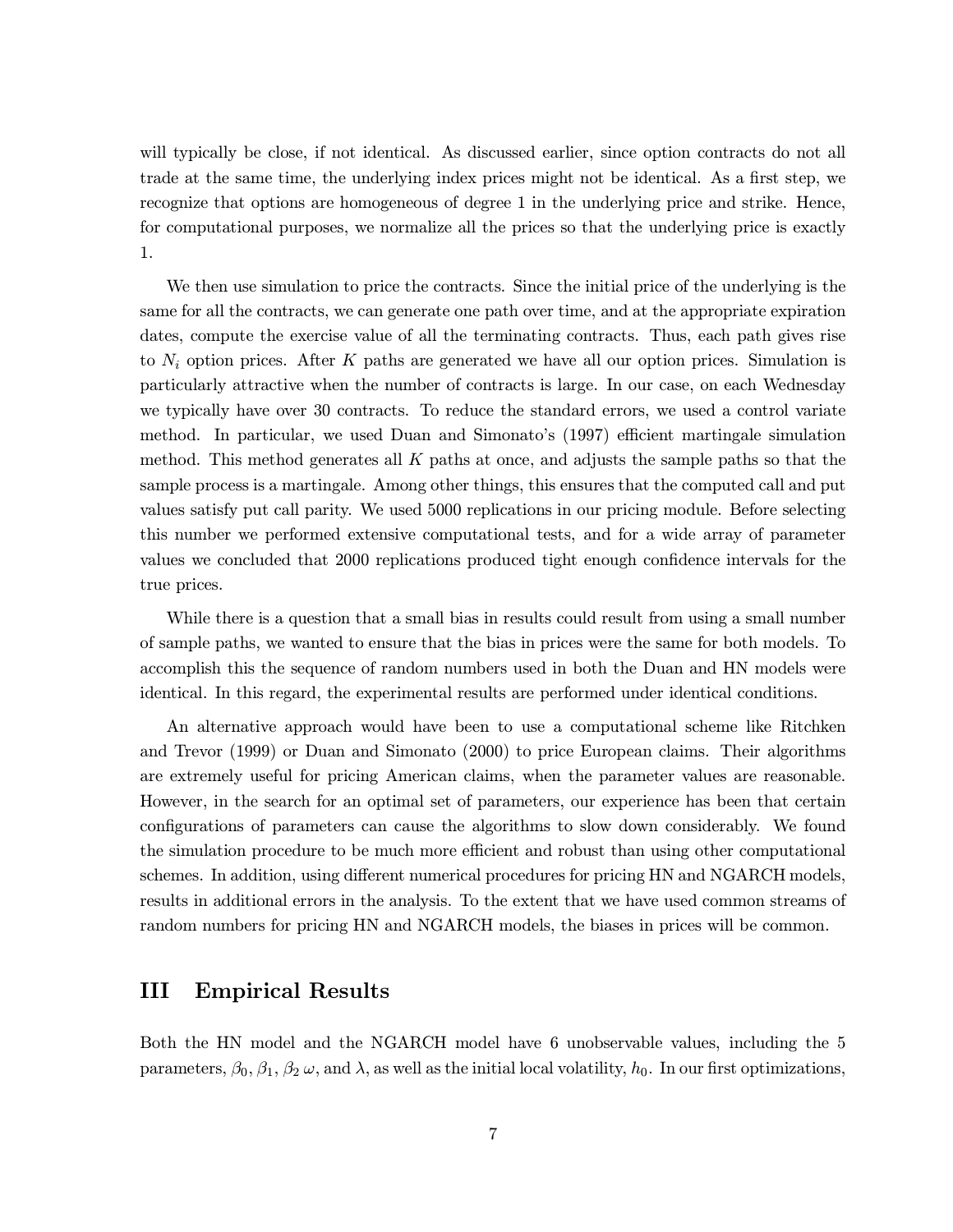will typically be close, if not identical. As discussed earlier, since option contracts do not all trade at the same time, the underlying index prices might not be identical. As a first step, we recognize that options are homogeneous of degree 1 in the underlying price and strike. Hence, for computational purposes, we normalize all the prices so that the underlying price is exactly 1.

We then use simulation to price the contracts. Since the initial price of the underlying is the same for all the contracts, we can generate one path over time, and at the appropriate expiration dates, compute the exercise value of all the terminating contracts. Thus, each path gives rise to $N_i$ option prices. After $K$ paths are generated we have all our option prices. Simulation is particularly attractive when the number of contracts is large. In our case, on each Wednesday we typically have over 30 contracts. To reduce the standard errors, we used a control variate method. In particular, we used Duan and Simonato's (1997) efficient martingale simulation method. This method generates all $K$ paths at once, and adjusts the sample paths so that the sample process is a martingale. Among other things, this ensures that the computed call and put values satisfy put call parity. We used 5000 replications in our pricing module. Before selecting this number we performed extensive computational tests, and for a wide array of parameter values we concluded that 2000 replications produced tight enough confidence intervals for the true prices.

While there is a question that a small bias in results could result from using a small number of sample paths, we wanted to ensure that the bias in prices were the same for both models. To accomplish this the sequence of random numbers used in both the Duan and HN models were identical. In this regard, the experimental results are performed under identical conditions.

An alternative approach would have been to use a computational scheme like Ritchken and Trevor (1999) or Duan and Simonato (2000) to price European claims. Their algorithms are extremely useful for pricing American claims, when the parameter values are reasonable. However, in the search for an optimal set of parameters, our experience has been that certain configurations of parameters can cause the algorithms to slow down considerably. We found the simulation procedure to be much more efficient and robust than using other computational schemes. In addition, using different numerical procedures for pricing HN and NGARCH models, results in additional errors in the analysis. To the extent that we have used common streams of random numbers for pricing HN and NGARCH models, the biases in prices will be common.

# III Empirical Results

Both the HN model and the NGARCH model have 6 unobservable values, including the 5 parameters, $\beta_0, \beta_1, \beta_2\ \omega$, and $\lambda$, as well as the initial local volatility, $h_0$. In our first optimizations,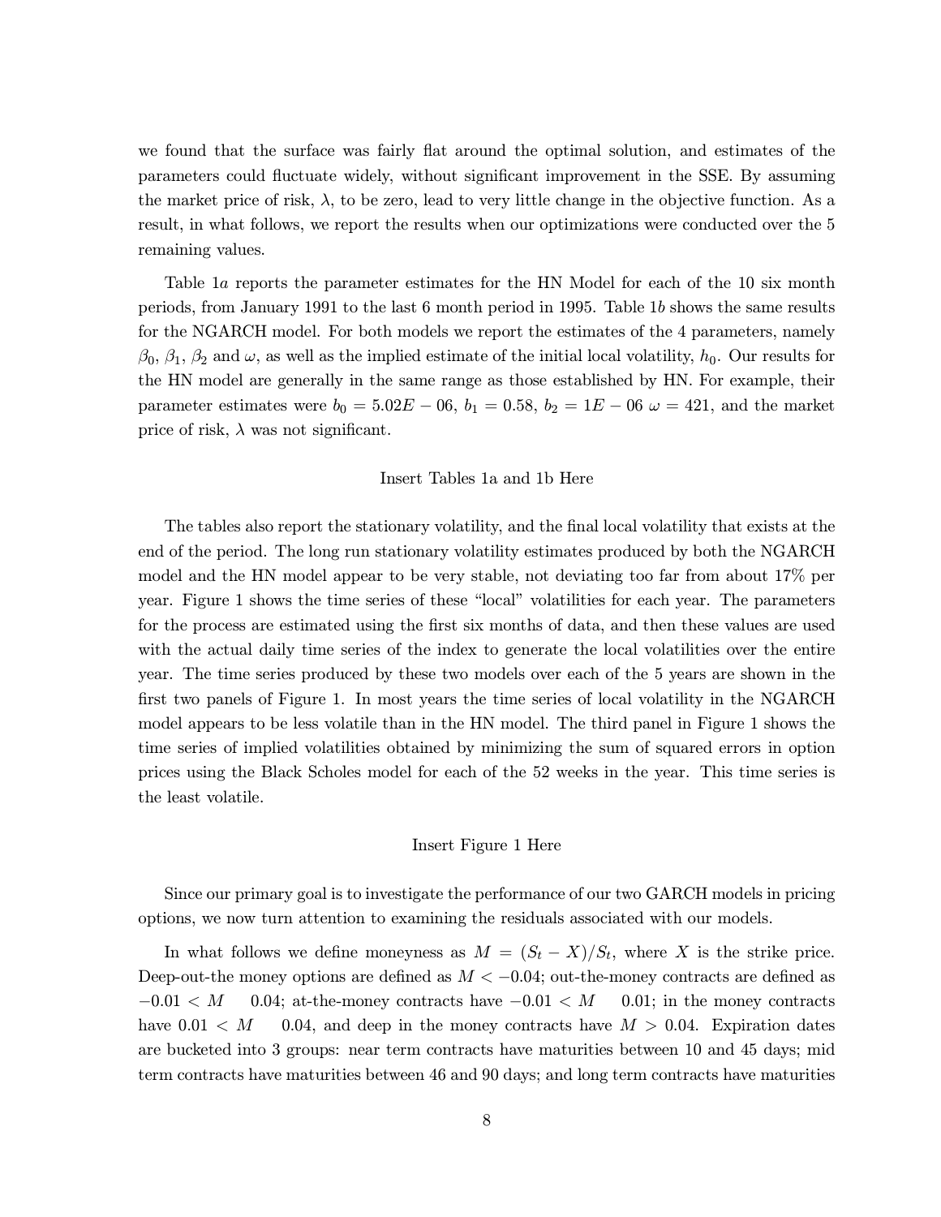we found that the surface was fairly flat around the optimal solution, and estimates of the parameters could fluctuate widely, without significant improvement in the SSE. By assuming the market price of risk, $\lambda$, to be zero, lead to very little change in the objective function. As a result, in what follows, we report the results when our optimizations were conducted over the 5 remaining values.

Table 1*a* reports the parameter estimates for the HN Model for each of the 10 six month periods, from January 1991 to the last 6 month period in 1995. Table 1*b* shows the same results for the NGARCH model. For both models we report the estimates of the 4 parameters, namely $\beta_0$, $\beta_1$, $\beta_2$ and $\omega$, as well as the implied estimate of the initial local volatility, $h_0$. Our results for the HN model are generally in the same range as those established by HN. For example, their parameter estimates were $b_0 = 5.02E-06$, $b_1 = 0.58$, $b_2 = 1E-06$ $\omega = 421$, and the market price of risk, $\lambda$ was not significant.

Insert Tables 1a and 1b Here

The tables also report the stationary volatility, and the final local volatility that exists at the end of the period. The long run stationary volatility estimates produced by both the NGARCH model and the HN model appear to be very stable, not deviating too far from about 17% per year. Figure 1 shows the time series of these "local" volatilities for each year. The parameters for the process are estimated using the first six months of data, and then these values are used with the actual daily time series of the index to generate the local volatilities over the entire year. The time series produced by these two models over each of the 5 years are shown in the first two panels of Figure 1. In most years the time series of local volatility in the NGARCH model appears to be less volatile than in the HN model. The third panel in Figure 1 shows the time series of implied volatilities obtained by minimizing the sum of squared errors in option prices using the Black Scholes model for each of the 52 weeks in the year. This time series is the least volatile.

Insert Figure 1 Here

Since our primary goal is to investigate the performance of our two GARCH models in pricing options, we now turn attention to examining the residuals associated with our models.

In what follows we define moneyness as $M = (S_t - X)/S_t$, where $X$ is the strike price. Deep-out-the money options are defined as $M < -0.04$; out-the-money contracts are defined as $-0.01 < M \quad 0.04$; at-the-money contracts have $-0.01 < M \quad 0.01$; in the money contracts have $0.01 < M \quad 0.04$, and deep in the money contracts have $M > 0.04$. Expiration dates are bucketed into 3 groups: near term contracts have maturities between 10 and 45 days; mid term contracts have maturities between 46 and 90 days; and long term contracts have maturities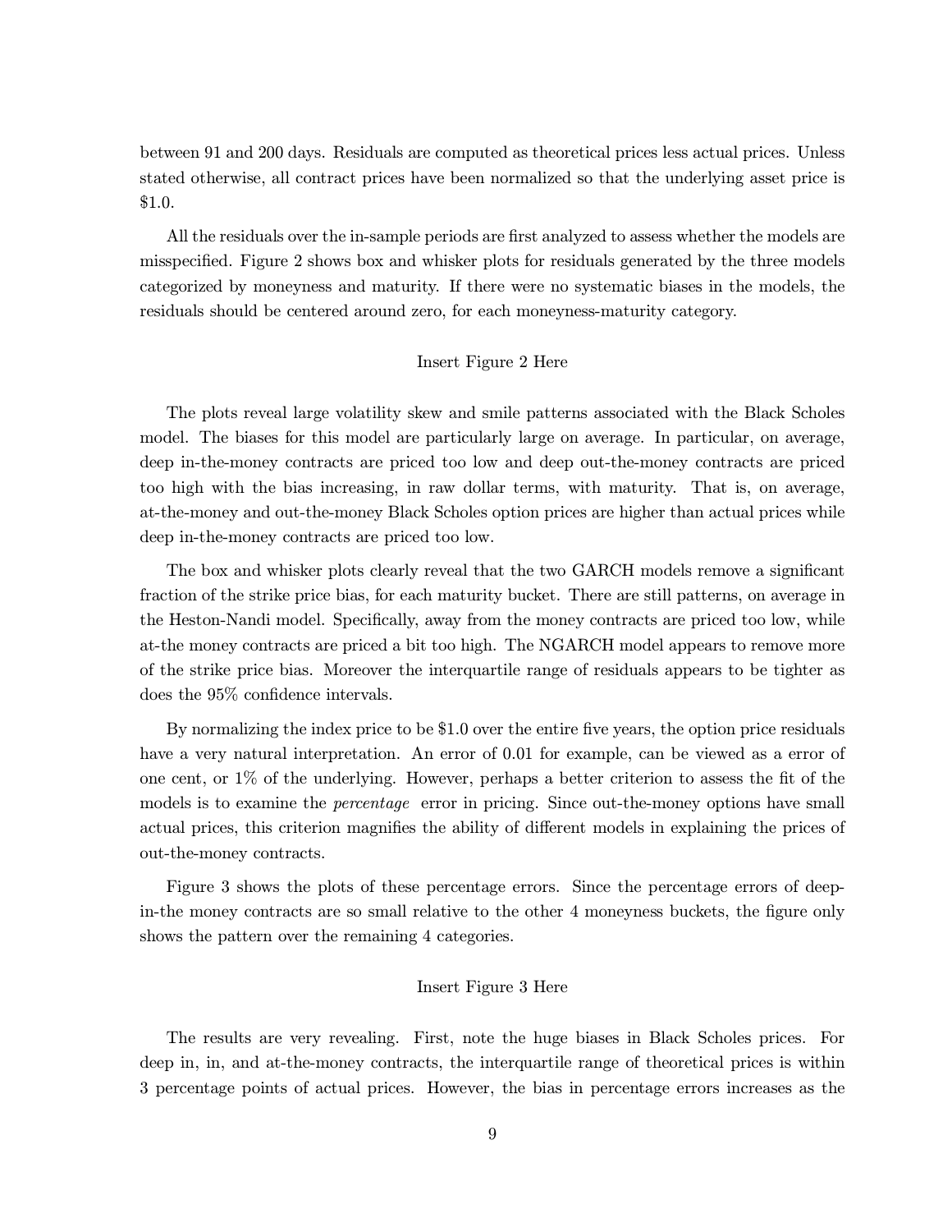between 91 and 200 days. Residuals are computed as theoretical prices less actual prices. Unless stated otherwise, all contract prices have been normalized so that the underlying asset price is \$1.0.

All the residuals over the in-sample periods are first analyzed to assess whether the models are misspecified. Figure 2 shows box and whisker plots for residuals generated by the three models categorized by moneyness and maturity. If there were no systematic biases in the models, the residuals should be centered around zero, for each moneyness-maturity category.

Insert Figure 2 Here

The plots reveal large volatility skew and smile patterns associated with the Black Scholes model. The biases for this model are particularly large on average. In particular, on average, deep in-the-money contracts are priced too low and deep out-the-money contracts are priced too high with the bias increasing, in raw dollar terms, with maturity. That is, on average, at-the-money and out-the-money Black Scholes option prices are higher than actual prices while deep in-the-money contracts are priced too low.

The box and whisker plots clearly reveal that the two GARCH models remove a significant fraction of the strike price bias, for each maturity bucket. There are still patterns, on average in the Heston-Nandi model. Specifically, away from the money contracts are priced too low, while at-the money contracts are priced a bit too high. The NGARCH model appears to remove more of the strike price bias. Moreover the interquartile range of residuals appears to be tighter as does the 95% confidence intervals.

By normalizing the index price to be \$1.0 over the entire five years, the option price residuals have a very natural interpretation. An error of 0.01 for example, can be viewed as a error of one cent, or 1% of the underlying. However, perhaps a better criterion to assess the fit of the models is to examine the *percentage* error in pricing. Since out-the-money options have small actual prices, this criterion magnifies the ability of different models in explaining the prices of out-the-money contracts.

Figure 3 shows the plots of these percentage errors. Since the percentage errors of deep-in-the money contracts are so small relative to the other 4 moneyness buckets, the figure only shows the pattern over the remaining 4 categories.

Insert Figure 3 Here

The results are very revealing. First, note the huge biases in Black Scholes prices. For deep in, in, and at-the-money contracts, the interquartile range of theoretical prices is within 3 percentage points of actual prices. However, the bias in percentage errors increases as the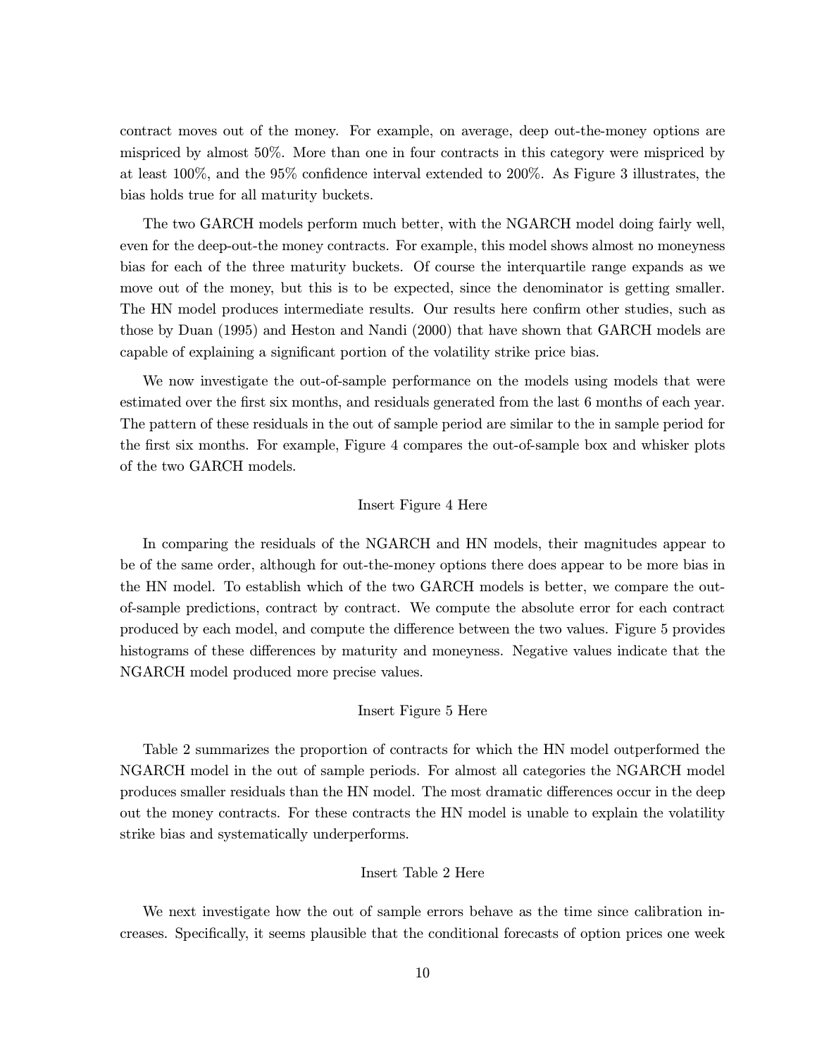contract moves out of the money. For example, on average, deep out-the-money options are mispriced by almost 50%. More than one in four contracts in this category were mispriced by at least 100%, and the 95% confidence interval extended to 200%. As Figure 3 illustrates, the bias holds true for all maturity buckets.

The two GARCH models perform much better, with the NGARCH model doing fairly well, even for the deep-out-the money contracts. For example, this model shows almost no moneyness bias for each of the three maturity buckets. Of course the interquartile range expands as we move out of the money, but this is to be expected, since the denominator is getting smaller. The HN model produces intermediate results. Our results here confirm other studies, such as those by Duan (1995) and Heston and Nandi (2000) that have shown that GARCH models are capable of explaining a significant portion of the volatility strike price bias.

We now investigate the out-of-sample performance on the models using models that were estimated over the first six months, and residuals generated from the last 6 months of each year. The pattern of these residuals in the out of sample period are similar to the in sample period for the first six months. For example, Figure 4 compares the out-of-sample box and whisker plots of the two GARCH models.

Insert Figure 4 Here

In comparing the residuals of the NGARCH and HN models, their magnitudes appear to be of the same order, although for out-the-money options there does appear to be more bias in the HN model. To establish which of the two GARCH models is better, we compare the out-of-sample predictions, contract by contract. We compute the absolute error for each contract produced by each model, and compute the difference between the two values. Figure 5 provides histograms of these differences by maturity and moneyness. Negative values indicate that the NGARCH model produced more precise values.

Insert Figure 5 Here

Table 2 summarizes the proportion of contracts for which the HN model outperformed the NGARCH model in the out of sample periods. For almost all categories the NGARCH model produces smaller residuals than the HN model. The most dramatic differences occur in the deep out the money contracts. For these contracts the HN model is unable to explain the volatility strike bias and systematically underperforms.

Insert Table 2 Here

We next investigate how the out of sample errors behave as the time since calibration increases. Specifically, it seems plausible that the conditional forecasts of option prices one week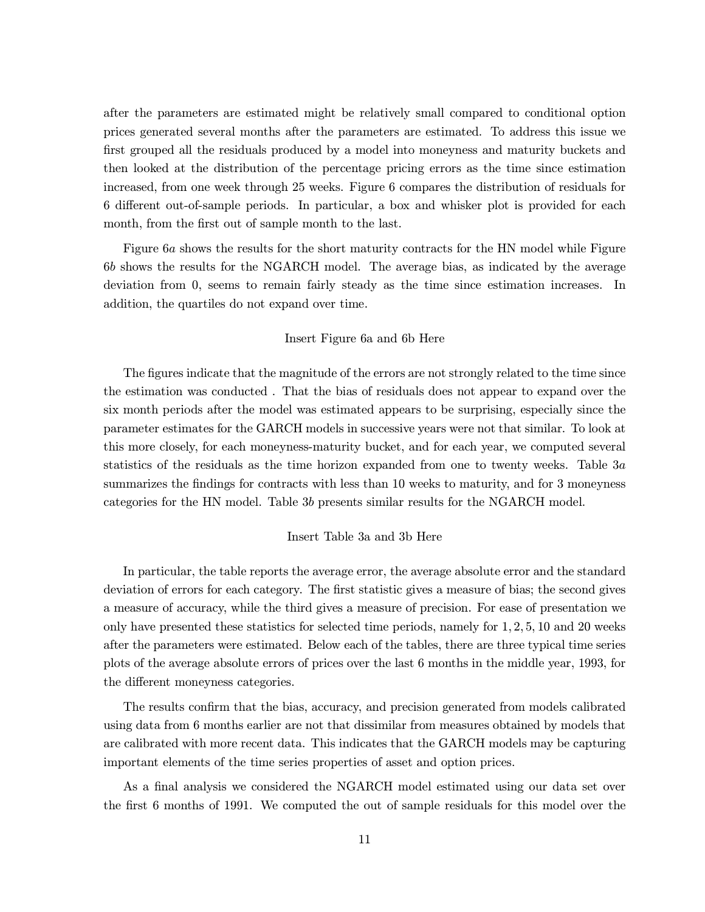after the parameters are estimated might be relatively small compared to conditional option prices generated several months after the parameters are estimated. To address this issue we first grouped all the residuals produced by a model into moneyness and maturity buckets and then looked at the distribution of the percentage pricing errors as the time since estimation increased, from one week through 25 weeks. Figure 6 compares the distribution of residuals for 6 different out-of-sample periods. In particular, a box and whisker plot is provided for each month, from the first out of sample month to the last.

Figure 6*a* shows the results for the short maturity contracts for the HN model while Figure 6*b* shows the results for the NGARCH model. The average bias, as indicated by the average deviation from 0, seems to remain fairly steady as the time since estimation increases. In addition, the quartiles do not expand over time.

Insert Figure 6a and 6b Here

The figures indicate that the magnitude of the errors are not strongly related to the time since the estimation was conducted . That the bias of residuals does not appear to expand over the six month periods after the model was estimated appears to be surprising, especially since the parameter estimates for the GARCH models in successive years were not that similar. To look at this more closely, for each moneyness-maturity bucket, and for each year, we computed several statistics of the residuals as the time horizon expanded from one to twenty weeks. Table 3*a* summarizes the findings for contracts with less than 10 weeks to maturity, and for 3 moneyness categories for the HN model. Table 3*b* presents similar results for the NGARCH model.

Insert Table 3a and 3b Here

In particular, the table reports the average error, the average absolute error and the standard deviation of errors for each category. The first statistic gives a measure of bias; the second gives a measure of accuracy, while the third gives a measure of precision. For ease of presentation we only have presented these statistics for selected time periods, namely for $1, 2, 5, 10$ and $20$ weeks after the parameters were estimated. Below each of the tables, there are three typical time series plots of the average absolute errors of prices over the last 6 months in the middle year, 1993, for the different moneyness categories.

The results confirm that the bias, accuracy, and precision generated from models calibrated using data from 6 months earlier are not that dissimilar from measures obtained by models that are calibrated with more recent data. This indicates that the GARCH models may be capturing important elements of the time series properties of asset and option prices.

As a final analysis we considered the NGARCH model estimated using our data set over the first 6 months of 1991. We computed the out of sample residuals for this model over the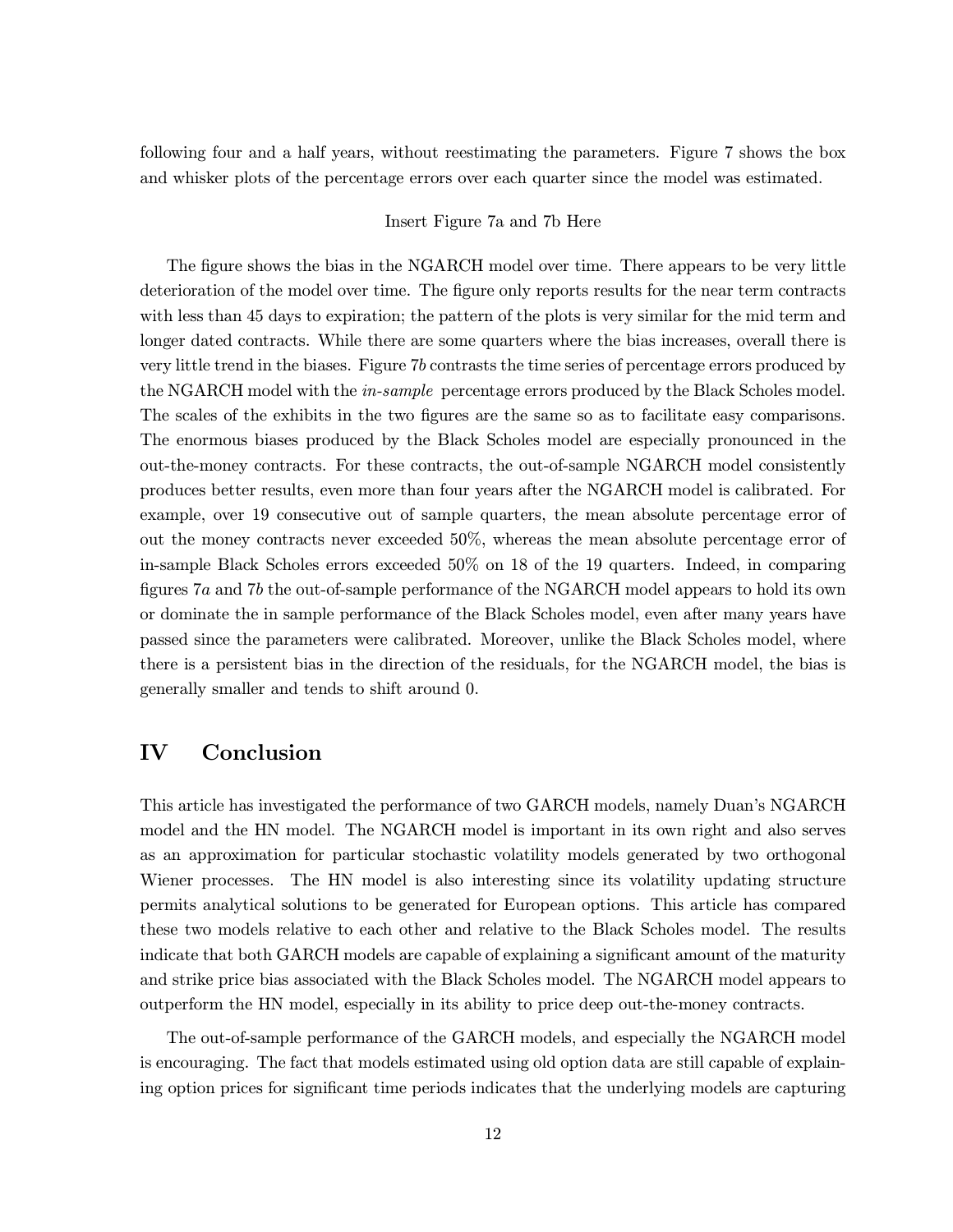following four and a half years, without reestimating the parameters. Figure 7 shows the box and whisker plots of the percentage errors over each quarter since the model was estimated.

Insert Figure 7a and 7b Here

The figure shows the bias in the NGARCH model over time. There appears to be very little deterioration of the model over time. The figure only reports results for the near term contracts with less than 45 days to expiration; the pattern of the plots is very similar for the mid term and longer dated contracts. While there are some quarters where the bias increases, overall there is very little trend in the biases. Figure 7*b* contrasts the time series of percentage errors produced by the NGARCH model with the *in-sample* percentage errors produced by the Black Scholes model. The scales of the exhibits in the two figures are the same so as to facilitate easy comparisons. The enormous biases produced by the Black Scholes model are especially pronounced in the out-the-money contracts. For these contracts, the out-of-sample NGARCH model consistently produces better results, even more than four years after the NGARCH model is calibrated. For example, over 19 consecutive out of sample quarters, the mean absolute percentage error of out the money contracts never exceeded 50%, whereas the mean absolute percentage error of in-sample Black Scholes errors exceeded 50% on 18 of the 19 quarters. Indeed, in comparing figures 7*a* and 7*b* the out-of-sample performance of the NGARCH model appears to hold its own or dominate the in sample performance of the Black Scholes model, even after many years have passed since the parameters were calibrated. Moreover, unlike the Black Scholes model, where there is a persistent bias in the direction of the residuals, for the NGARCH model, the bias is generally smaller and tends to shift around 0.

# IV Conclusion

This article has investigated the performance of two GARCH models, namely Duan's NGARCH model and the HN model. The NGARCH model is important in its own right and also serves as an approximation for particular stochastic volatility models generated by two orthogonal Wiener processes. The HN model is also interesting since its volatility updating structure permits analytical solutions to be generated for European options. This article has compared these two models relative to each other and relative to the Black Scholes model. The results indicate that both GARCH models are capable of explaining a significant amount of the maturity and strike price bias associated with the Black Scholes model. The NGARCH model appears to outperform the HN model, especially in its ability to price deep out-the-money contracts.

The out-of-sample performance of the GARCH models, and especially the NGARCH model is encouraging. The fact that models estimated using old option data are still capable of explaining option prices for significant time periods indicates that the underlying models are capturing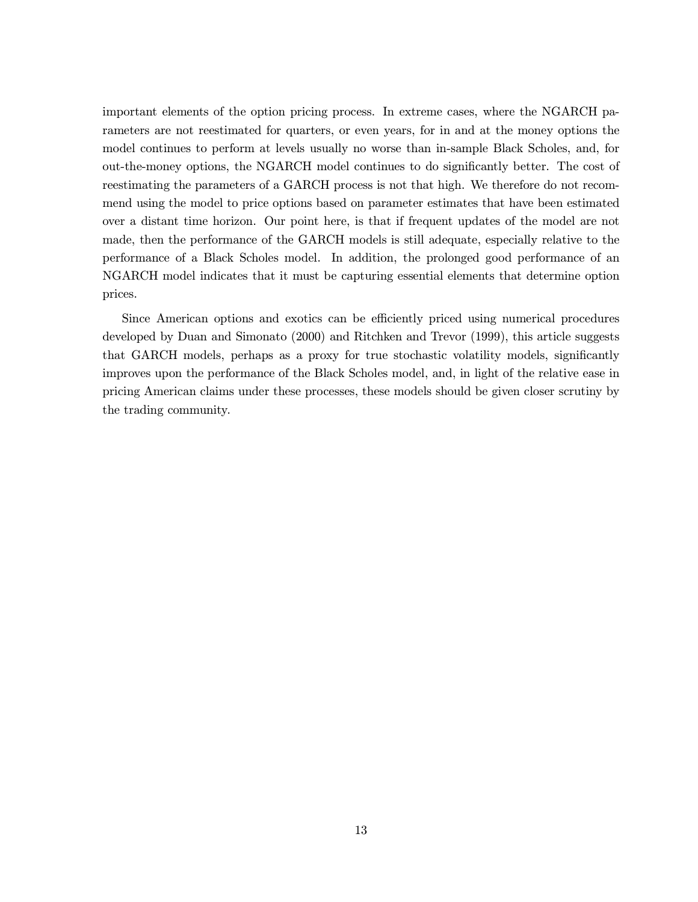important elements of the option pricing process. In extreme cases, where the NGARCH parameters are not reestimated for quarters, or even years, for in and at the money options the model continues to perform at levels usually no worse than in-sample Black Scholes, and, for out-the-money options, the NGARCH model continues to do significantly better. The cost of reestimating the parameters of a GARCH process is not that high. We therefore do not recommend using the model to price options based on parameter estimates that have been estimated over a distant time horizon. Our point here, is that if frequent updates of the model are not made, then the performance of the GARCH models is still adequate, especially relative to the performance of a Black Scholes model. In addition, the prolonged good performance of an NGARCH model indicates that it must be capturing essential elements that determine option prices.

Since American options and exotics can be efficiently priced using numerical procedures developed by Duan and Simonato (2000) and Ritchken and Trevor (1999), this article suggests that GARCH models, perhaps as a proxy for true stochastic volatility models, significantly improves upon the performance of the Black Scholes model, and, in light of the relative ease in pricing American claims under these processes, these models should be given closer scrutiny by the trading community.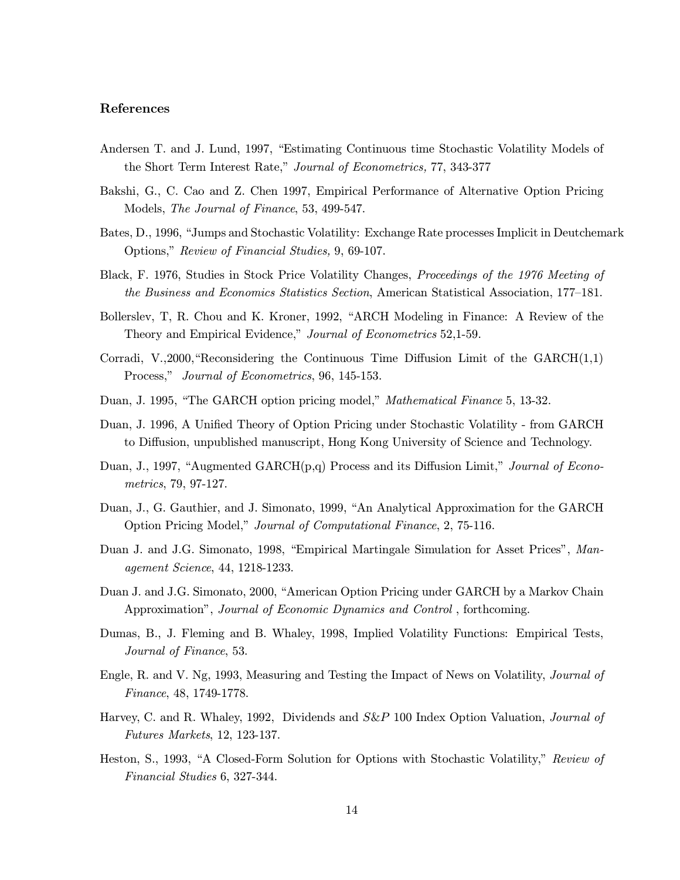## References

Andersen T. and J. Lund, 1997, "Estimating Continuous time Stochastic Volatility Models of the Short Term Interest Rate," *Journal of Econometrics,* 77, 343-377

Bakshi, G., C. Cao and Z. Chen 1997, Empirical Performance of Alternative Option Pricing Models, *The Journal of Finance*, 53, 499-547.

Bates, D., 1996, "Jumps and Stochastic Volatility: Exchange Rate processes Implicit in Deutchemark Options," *Review of Financial Studies,* 9, 69-107.

Black, F. 1976, Studies in Stock Price Volatility Changes, *Proceedings of the 1976 Meeting of the Business and Economics Statistics Section*, American Statistical Association, 177–181.

Bollerslev, T, R. Chou and K. Kroner, 1992, "ARCH Modeling in Finance: A Review of the Theory and Empirical Evidence," *Journal of Econometrics* 52,1-59.

Corradi, V.,2000,"Reconsidering the Continuous Time Diffusion Limit of the GARCH(1,1) Process," *Journal of Econometrics*, 96, 145-153.

Duan, J. 1995, "The GARCH option pricing model," *Mathematical Finance* 5, 13-32.

Duan, J. 1996, A Unified Theory of Option Pricing under Stochastic Volatility - from GARCH to Diffusion, unpublished manuscript, Hong Kong University of Science and Technology.

Duan, J., 1997, "Augmented GARCH(p,q) Process and its Diffusion Limit," *Journal of Econometrics*, 79, 97-127.

Duan, J., G. Gauthier, and J. Simonato, 1999, "An Analytical Approximation for the GARCH Option Pricing Model," *Journal of Computational Finance*, 2, 75-116.

Duan J. and J.G. Simonato, 1998, "Empirical Martingale Simulation for Asset Prices", *Management Science*, 44, 1218-1233.

Duan J. and J.G. Simonato, 2000, "American Option Pricing under GARCH by a Markov Chain Approximation", *Journal of Economic Dynamics and Control* , forthcoming.

Dumas, B., J. Fleming and B. Whaley, 1998, Implied Volatility Functions: Empirical Tests, *Journal of Finance*, 53.

Engle, R. and V. Ng, 1993, Measuring and Testing the Impact of News on Volatility, *Journal of Finance*, 48, 1749-1778.

Harvey, C. and R. Whaley, 1992, Dividends and *S&P* 100 Index Option Valuation, *Journal of Futures Markets*, 12, 123-137.

Heston, S., 1993, "A Closed-Form Solution for Options with Stochastic Volatility," *Review of Financial Studies* 6, 327-344.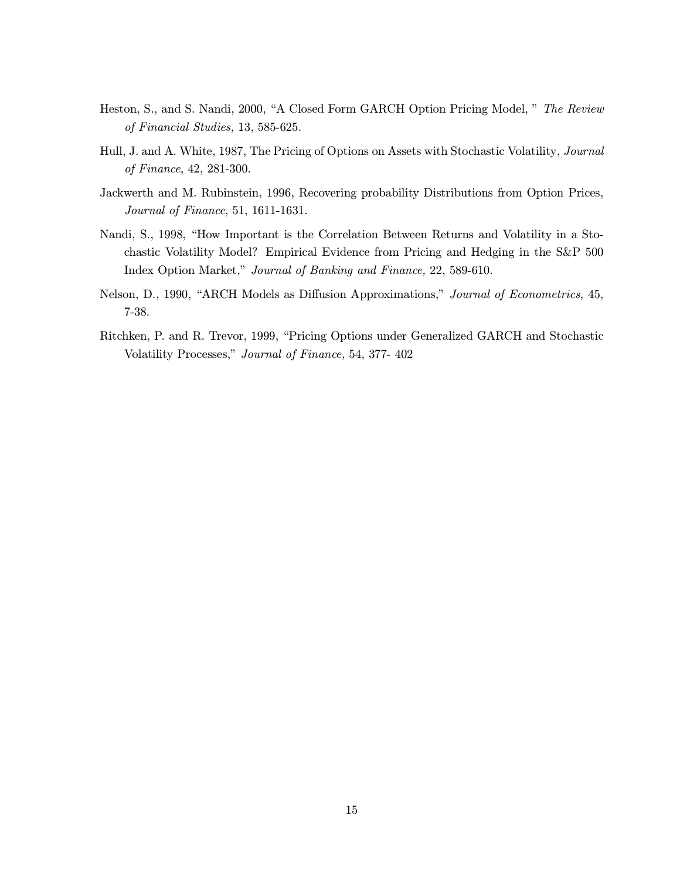Heston, S., and S. Nandi, 2000, "A Closed Form GARCH Option Pricing Model, " *The Review of Financial Studies,* 13, 585-625.

Hull, J. and A. White, 1987, The Pricing of Options on Assets with Stochastic Volatility, *Journal of Finance*, 42, 281-300.

Jackwerth and M. Rubinstein, 1996, Recovering probability Distributions from Option Prices, *Journal of Finance*, 51, 1611-1631.

Nandi, S., 1998, "How Important is the Correlation Between Returns and Volatility in a Stochastic Volatility Model? Empirical Evidence from Pricing and Hedging in the S&P 500 Index Option Market," *Journal of Banking and Finance,* 22, 589-610.

Nelson, D., 1990, "ARCH Models as Diffusion Approximations," *Journal of Econometrics,* 45, 7-38.

Ritchken, P. and R. Trevor, 1999, "Pricing Options under Generalized GARCH and Stochastic Volatility Processes," *Journal of Finance,* 54, 377- 402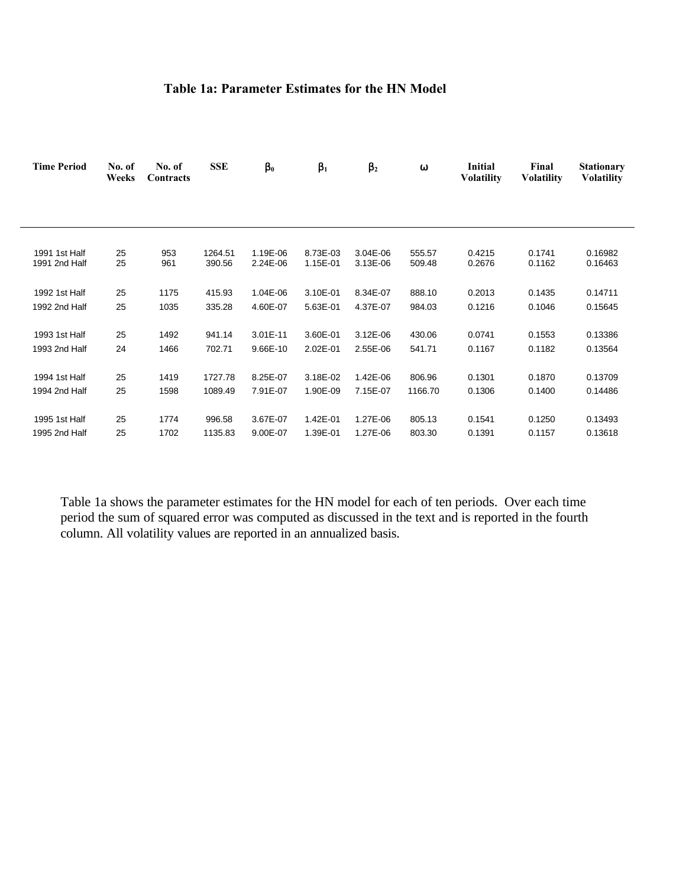### Table 1a: Parameter Estimates for the HN Model

| Time Period | No. of Weeks | No. of Contracts | SSE | $\beta_0$ | $\beta_1$ | $\beta_2$ | $\omega$ | Initial Volatility | Final Volatility | Stationary Volatility |
|---|---|---|---|---|---|---|---|---|---|---|
| 1991 1st Half | 25 | 953 | 1264.51 | 1.19E-06 | 8.73E-03 | 3.04E-06 | 555.57 | 0.4215 | 0.1741 | 0.16982 |
| 1991 2nd Half | 25 | 961 | 390.56 | 2.24E-06 | 1.15E-01 | 3.13E-06 | 509.48 | 0.2676 | 0.1162 | 0.16463 |
| 1992 1st Half | 25 | 1175 | 415.93 | 1.04E-06 | 3.10E-01 | 8.34E-07 | 888.10 | 0.2013 | 0.1435 | 0.14711 |
| 1992 2nd Half | 25 | 1035 | 335.28 | 4.60E-07 | 5.63E-01 | 4.37E-07 | 984.03 | 0.1216 | 0.1046 | 0.15645 |
| 1993 1st Half | 25 | 1492 | 941.14 | 3.01E-11 | 3.60E-01 | 3.12E-06 | 430.06 | 0.0741 | 0.1553 | 0.13386 |
| 1993 2nd Half | 24 | 1466 | 702.71 | 9.66E-10 | 2.02E-01 | 2.55E-06 | 541.71 | 0.1167 | 0.1182 | 0.13564 |
| 1994 1st Half | 25 | 1419 | 1727.78 | 8.25E-07 | 3.18E-02 | 1.42E-06 | 806.96 | 0.1301 | 0.1870 | 0.13709 |
| 1994 2nd Half | 25 | 1598 | 1089.49 | 7.91E-07 | 1.90E-09 | 7.15E-07 | 1166.70 | 0.1306 | 0.1400 | 0.14486 |
| 1995 1st Half | 25 | 1774 | 996.58 | 3.67E-07 | 1.42E-01 | 1.27E-06 | 805.13 | 0.1541 | 0.1250 | 0.13493 |
| 1995 2nd Half | 25 | 1702 | 1135.83 | 9.00E-07 | 1.39E-01 | 1.27E-06 | 803.30 | 0.1391 | 0.1157 | 0.13618 |

Table 1a shows the parameter estimates for the HN model for each of ten periods. Over each time period the sum of squared error was computed as discussed in the text and is reported in the fourth column. All volatility values are reported in an annualized basis.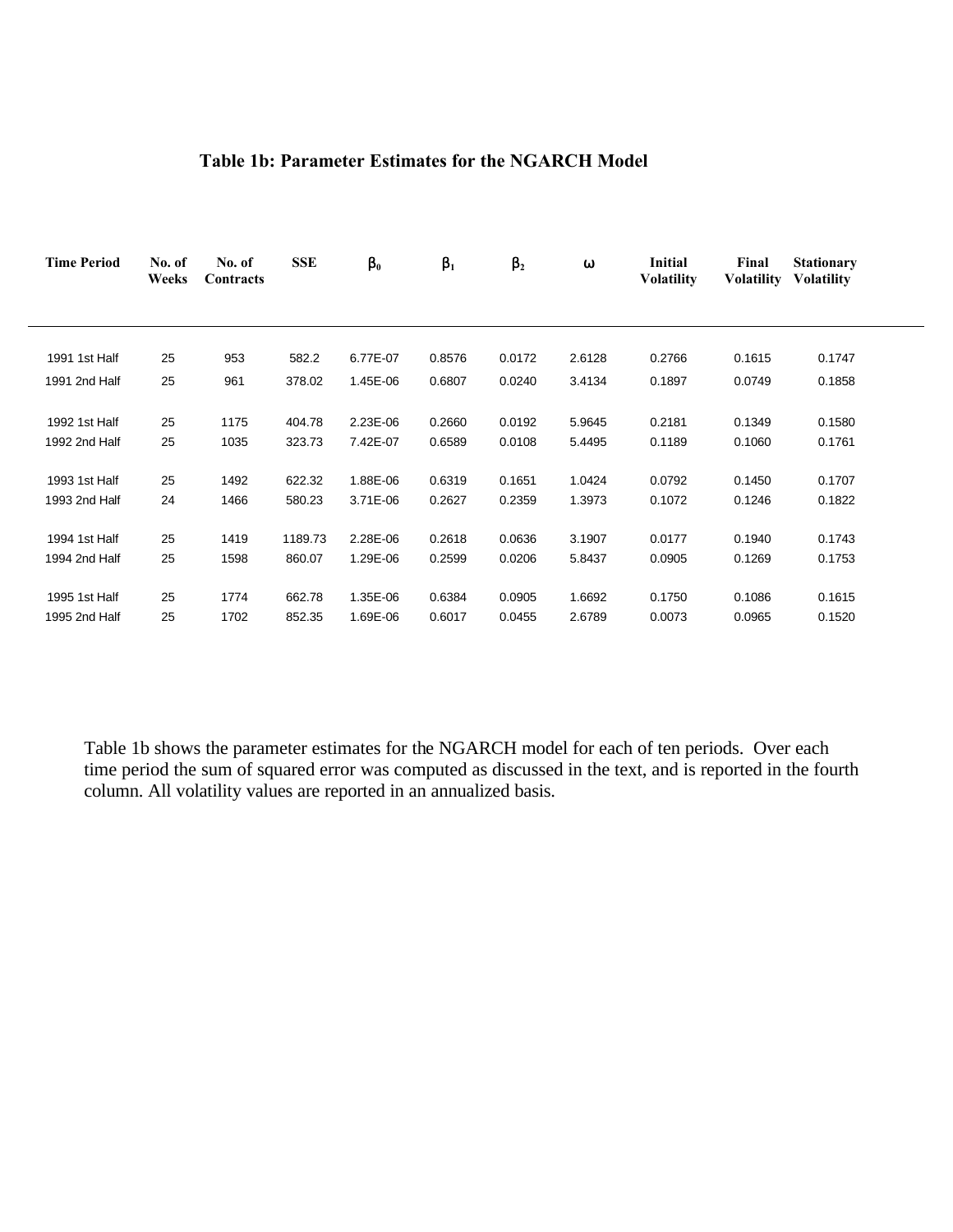### Table 1b: Parameter Estimates for the NGARCH Model

| Time Period | No. of Weeks | No. of Contracts | SSE | $\beta_0$ | $\beta_1$ | $\beta_2$ | $\omega$ | Initial Volatility | Final Volatility | Stationary Volatility |
|---|---|---|---|---|---|---|---|---|---|---|
| 1991 1st Half | 25 | 953 | 582.2 | 6.77E-07 | 0.8576 | 0.0172 | 2.6128 | 0.2766 | 0.1615 | 0.1747 |
| 1991 2nd Half | 25 | 961 | 378.02 | 1.45E-06 | 0.6807 | 0.0240 | 3.4134 | 0.1897 | 0.0749 | 0.1858 |
| 1992 1st Half | 25 | 1175 | 404.78 | 2.23E-06 | 0.2660 | 0.0192 | 5.9645 | 0.2181 | 0.1349 | 0.1580 |
| 1992 2nd Half | 25 | 1035 | 323.73 | 7.42E-07 | 0.6589 | 0.0108 | 5.4495 | 0.1189 | 0.1060 | 0.1761 |
| 1993 1st Half | 25 | 1492 | 622.32 | 1.88E-06 | 0.6319 | 0.1651 | 1.0424 | 0.0792 | 0.1450 | 0.1707 |
| 1993 2nd Half | 24 | 1466 | 580.23 | 3.71E-06 | 0.2627 | 0.2359 | 1.3973 | 0.1072 | 0.1246 | 0.1822 |
| 1994 1st Half | 25 | 1419 | 1189.73 | 2.28E-06 | 0.2618 | 0.0636 | 3.1907 | 0.0177 | 0.1940 | 0.1743 |
| 1994 2nd Half | 25 | 1598 | 860.07 | 1.29E-06 | 0.2599 | 0.0206 | 5.8437 | 0.0905 | 0.1269 | 0.1753 |
| 1995 1st Half | 25 | 1774 | 662.78 | 1.35E-06 | 0.6384 | 0.0905 | 1.6692 | 0.1750 | 0.1086 | 0.1615 |
| 1995 2nd Half | 25 | 1702 | 852.35 | 1.69E-06 | 0.6017 | 0.0455 | 2.6789 | 0.0073 | 0.0965 | 0.1520 |

Table 1b shows the parameter estimates for the NGARCH model for each of ten periods. Over each time period the sum of squared error was computed as discussed in the text, and is reported in the fourth column. All volatility values are reported in an annualized basis.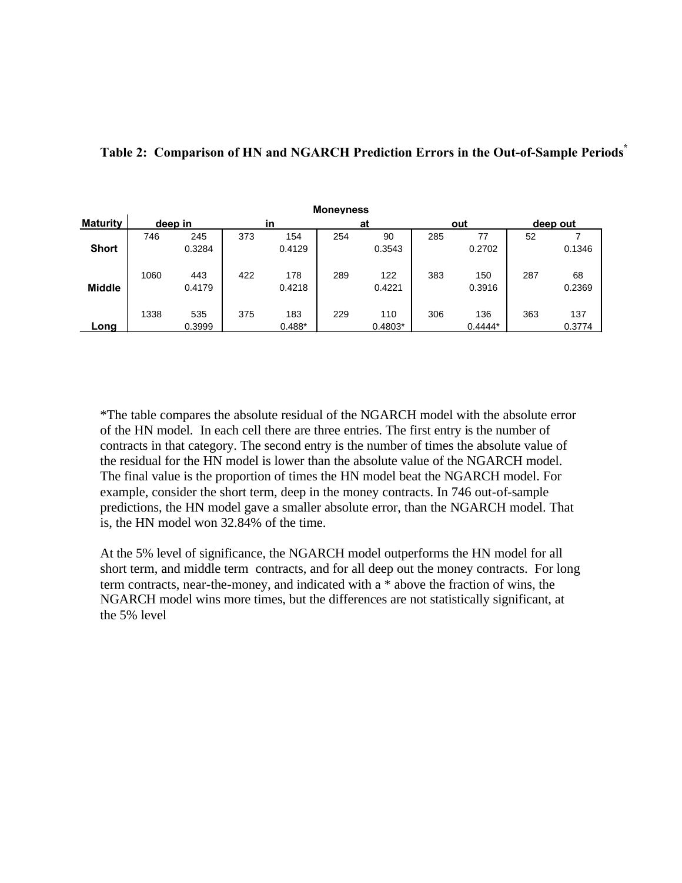**Table 2: Comparison of HN and NGARCH Prediction Errors in the Out-of-Sample Periods***

| | Moneyness | | | | | | | | | |
|---|---|---|---|---|---|---|---|---|---|---|
| **Maturity** | **deep in** | | **in** | | **at** | | **out** | | **deep out** | |
| **Short** | 746 | 245<br>0.3284 | 373 | 154<br>0.4129 | 254 | 90<br>0.3543 | 285 | 77<br>0.2702 | 52 | 7<br>0.1346 |
| **Middle** | 1060 | 443<br>0.4179 | 422 | 178<br>0.4218 | 289 | 122<br>0.4221 | 383 | 150<br>0.3916 | 287 | 68<br>0.2369 |
| **Long** | 1338 | 535<br>0.3999 | 375 | 183<br>0.488* | 229 | 110<br>0.4803* | 306 | 136<br>0.4444* | 363 | 137<br>0.3774 |

*The table compares the absolute residual of the NGARCH model with the absolute error of the HN model. In each cell there are three entries. The first entry is the number of contracts in that category. The second entry is the number of times the absolute value of the residual for the HN model is lower than the absolute value of the NGARCH model. The final value is the proportion of times the HN model beat the NGARCH model. For example, consider the short term, deep in the money contracts. In 746 out-of-sample predictions, the HN model gave a smaller absolute error, than the NGARCH model. That is, the HN model won 32.84% of the time.

At the 5% level of significance, the NGARCH model outperforms the HN model for all short term, and middle term contracts, and for all deep out the money contracts. For long term contracts, near-the-money, and indicated with a * above the fraction of wins, the NGARCH model wins more times, but the differences are not statistically significant, at the 5% level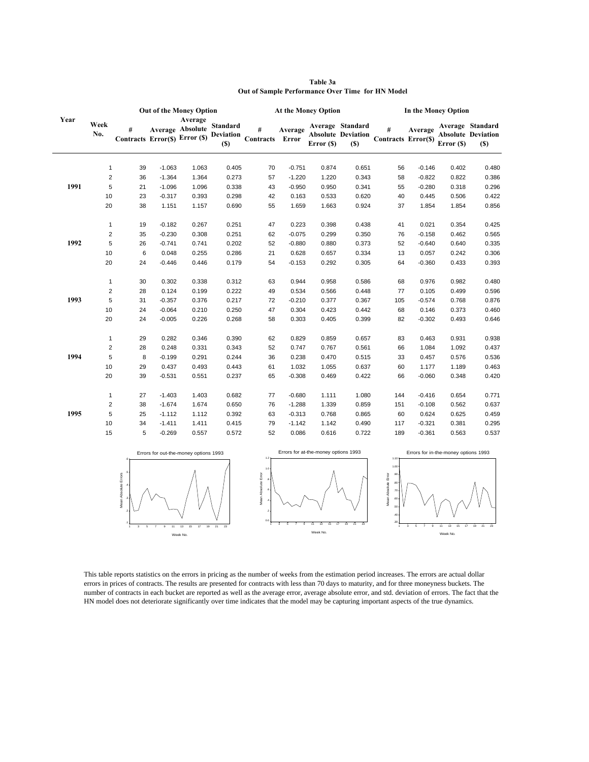**Table 3a**
**Out of Sample Performance Over Time for HN Model**

| Year | Week No. | Out of the Money Option # Contracts | Average Error($) | Average Absolute Error ($) | Standard Deviation ($) | At the Money Option # Contracts | Average Error | Average Absolute Error ($) | Standard Deviation ($) | In the Money Option # Contracts | Average Error($) | Average Absolute Error ($) | Standard Deviation ($) |
|---|---|---|---|---|---|---|---|---|---|---|---|---|---|
| | 1 | 39 | -1.063 | 1.063 | 0.405 | 70 | -0.751 | 0.874 | 0.651 | 56 | -0.146 | 0.402 | 0.480 |
| | 2 | 36 | -1.364 | 1.364 | 0.273 | 57 | -1.220 | 1.220 | 0.343 | 58 | -0.822 | 0.822 | 0.386 |
| 1991 | 5 | 21 | -1.096 | 1.096 | 0.338 | 43 | -0.950 | 0.950 | 0.341 | 55 | -0.280 | 0.318 | 0.296 |
| | 10 | 23 | -0.317 | 0.393 | 0.298 | 42 | 0.163 | 0.533 | 0.620 | 40 | 0.445 | 0.506 | 0.422 |
| | 20 | 38 | 1.151 | 1.157 | 0.690 | 55 | 1.659 | 1.663 | 0.924 | 37 | 1.854 | 1.854 | 0.856 |
| | 1 | 19 | -0.182 | 0.267 | 0.251 | 47 | 0.223 | 0.398 | 0.438 | 41 | 0.021 | 0.354 | 0.425 |
| | 2 | 35 | -0.230 | 0.308 | 0.251 | 62 | -0.075 | 0.299 | 0.350 | 76 | -0.158 | 0.462 | 0.565 |
| 1992 | 5 | 26 | -0.741 | 0.741 | 0.202 | 52 | -0.880 | 0.880 | 0.373 | 52 | -0.640 | 0.640 | 0.335 |
| | 10 | 6 | 0.048 | 0.255 | 0.286 | 21 | 0.628 | 0.657 | 0.334 | 13 | 0.057 | 0.242 | 0.306 |
| | 20 | 24 | -0.446 | 0.446 | 0.179 | 54 | -0.153 | 0.292 | 0.305 | 64 | -0.360 | 0.433 | 0.393 |
| | 1 | 30 | 0.302 | 0.338 | 0.312 | 63 | 0.944 | 0.958 | 0.586 | 68 | 0.976 | 0.982 | 0.480 |
| | 2 | 28 | 0.124 | 0.199 | 0.222 | 49 | 0.534 | 0.566 | 0.448 | 77 | 0.105 | 0.499 | 0.596 |
| 1993 | 5 | 31 | -0.357 | 0.376 | 0.217 | 72 | -0.210 | 0.377 | 0.367 | 105 | -0.574 | 0.768 | 0.876 |
| | 10 | 24 | -0.064 | 0.210 | 0.250 | 47 | 0.304 | 0.423 | 0.442 | 68 | 0.146 | 0.373 | 0.460 |
| | 20 | 24 | -0.005 | 0.226 | 0.268 | 58 | 0.303 | 0.405 | 0.399 | 82 | -0.302 | 0.493 | 0.646 |
| | 1 | 29 | 0.282 | 0.346 | 0.390 | 62 | 0.829 | 0.859 | 0.657 | 83 | 0.463 | 0.931 | 0.938 |
| | 2 | 28 | 0.248 | 0.331 | 0.343 | 52 | 0.747 | 0.767 | 0.561 | 66 | 1.084 | 1.092 | 0.437 |
| 1994 | 5 | 8 | -0.199 | 0.291 | 0.244 | 36 | 0.238 | 0.470 | 0.515 | 33 | 0.457 | 0.576 | 0.536 |
| | 10 | 29 | 0.437 | 0.493 | 0.443 | 61 | 1.032 | 1.055 | 0.637 | 60 | 1.177 | 1.189 | 0.463 |
| | 20 | 39 | -0.531 | 0.551 | 0.237 | 65 | -0.308 | 0.469 | 0.422 | 66 | -0.060 | 0.348 | 0.420 |
| | 1 | 27 | -1.403 | 1.403 | 0.682 | 77 | -0.680 | 1.111 | 1.080 | 144 | -0.416 | 0.654 | 0.771 |
| | 2 | 38 | -1.674 | 1.674 | 0.650 | 76 | -1.288 | 1.339 | 0.859 | 151 | -0.108 | 0.562 | 0.637 |
| 1995 | 5 | 25 | -1.112 | 1.112 | 0.392 | 63 | -0.313 | 0.768 | 0.865 | 60 | 0.624 | 0.625 | 0.459 |
| | 10 | 34 | -1.411 | 1.411 | 0.415 | 79 | -1.142 | 1.142 | 0.490 | 117 | -0.321 | 0.381 | 0.295 |
| | 15 | 5 | -0.269 | 0.557 | 0.572 | 52 | 0.086 | 0.616 | 0.722 | 189 | -0.361 | 0.563 | 0.537 |

Errors for out-the-money options 1993

Errors for at-the-money options 1993

Errors for in-the-money options 1993

This table reports statistics on the errors in pricing as the number of weeks from the estimation period increases. The errors are actual dollar errors in prices of contracts. The results are presented for contracts with less than 70 days to maturity, and for three moneyness buckets. The number of contracts in each bucket are reported as well as the average error, average absolute error, and std. deviation of errors. The fact that the HN model does not deteriorate significantly over time indicates that the model may be capturing important aspects of the true dynamics.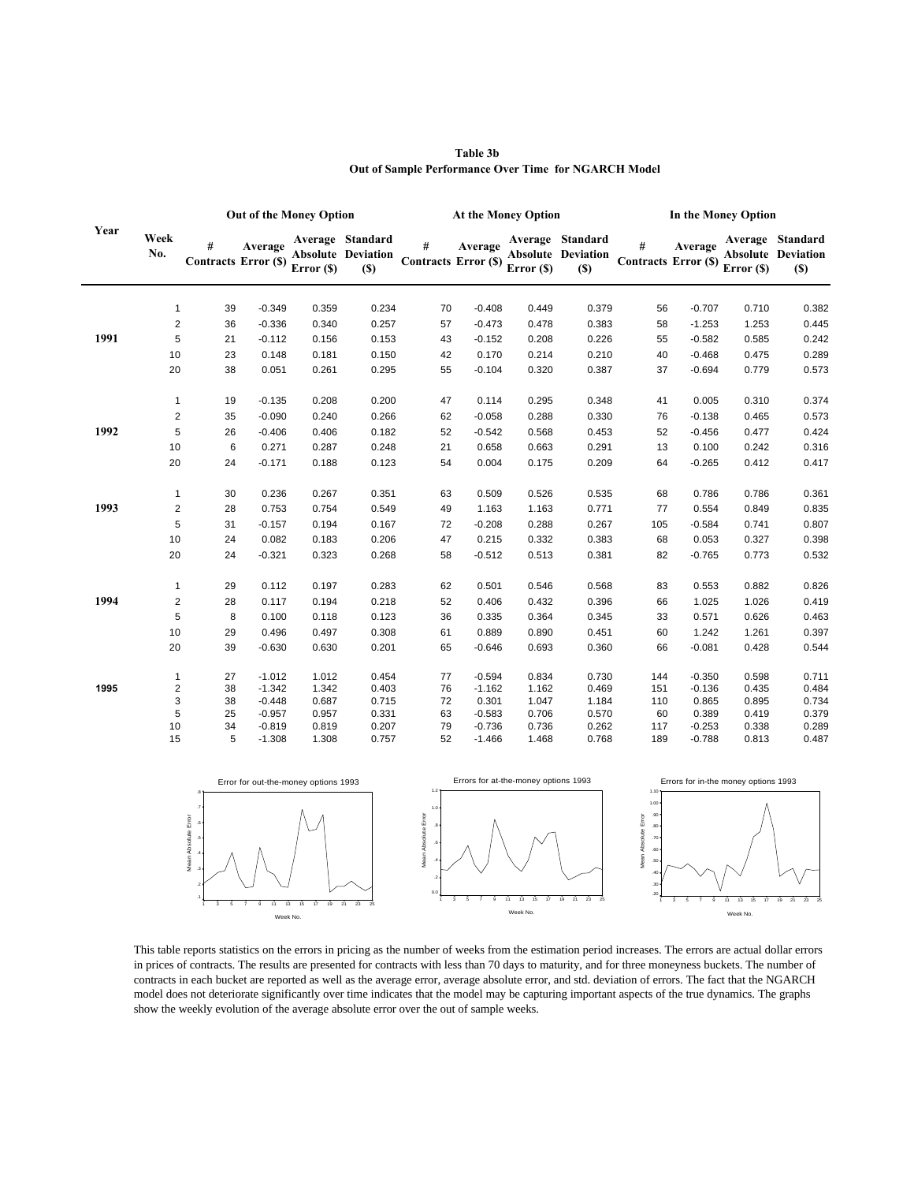**Table 3b**
**Out of Sample Performance Over Time for NGARCH Model**

| Year | Week No. | Out of the Money Option | | | | At the Money Option | | | | In the Money Option | | | |
|---|---|---|---|---|---|---|---|---|---|---|---|---|---|
| | | # Contracts | Average Error ($) | Average Absolute Error ($) | Standard Deviation ($) | # Contracts | Average Error ($) | Average Absolute Error ($) | Standard Deviation ($) | # Contracts | Average Error ($) | Average Absolute Error ($) | Standard Deviation ($) |
| 1991 | 1 | 39 | -0.349 | 0.359 | 0.234 | 70 | -0.408 | 0.449 | 0.379 | 56 | -0.707 | 0.710 | 0.382 |
| | 2 | 36 | -0.336 | 0.340 | 0.257 | 57 | -0.473 | 0.478 | 0.383 | 58 | -1.253 | 1.253 | 0.445 |
| | 5 | 21 | -0.112 | 0.156 | 0.153 | 43 | -0.152 | 0.208 | 0.226 | 55 | -0.582 | 0.585 | 0.242 |
| | 10 | 23 | 0.148 | 0.181 | 0.150 | 42 | 0.170 | 0.214 | 0.210 | 40 | -0.468 | 0.475 | 0.289 |
| | 20 | 38 | 0.051 | 0.261 | 0.295 | 55 | -0.104 | 0.320 | 0.387 | 37 | -0.694 | 0.779 | 0.573 |
| 1992 | 1 | 19 | -0.135 | 0.208 | 0.200 | 47 | 0.114 | 0.295 | 0.348 | 41 | 0.005 | 0.310 | 0.374 |
| | 2 | 35 | -0.090 | 0.240 | 0.266 | 62 | -0.058 | 0.288 | 0.330 | 76 | -0.138 | 0.465 | 0.573 |
| | 5 | 26 | -0.406 | 0.406 | 0.182 | 52 | -0.542 | 0.568 | 0.453 | 52 | -0.456 | 0.477 | 0.424 |
| | 10 | 6 | 0.271 | 0.287 | 0.248 | 21 | 0.658 | 0.663 | 0.291 | 13 | 0.100 | 0.242 | 0.316 |
| | 20 | 24 | -0.171 | 0.188 | 0.123 | 54 | 0.004 | 0.175 | 0.209 | 64 | -0.265 | 0.412 | 0.417 |
| 1993 | 1 | 30 | 0.236 | 0.267 | 0.351 | 63 | 0.509 | 0.526 | 0.535 | 68 | 0.786 | 0.786 | 0.361 |
| | 2 | 28 | 0.753 | 0.754 | 0.549 | 49 | 1.163 | 1.163 | 0.771 | 77 | 0.554 | 0.849 | 0.835 |
| | 5 | 31 | -0.157 | 0.194 | 0.167 | 72 | -0.208 | 0.288 | 0.267 | 105 | -0.584 | 0.741 | 0.807 |
| | 10 | 24 | 0.082 | 0.183 | 0.206 | 47 | 0.215 | 0.332 | 0.383 | 68 | 0.053 | 0.327 | 0.398 |
| | 20 | 24 | -0.321 | 0.323 | 0.268 | 58 | -0.512 | 0.513 | 0.381 | 82 | -0.765 | 0.773 | 0.532 |
| 1994 | 1 | 29 | 0.112 | 0.197 | 0.283 | 62 | 0.501 | 0.546 | 0.568 | 83 | 0.553 | 0.882 | 0.826 |
| | 2 | 28 | 0.117 | 0.194 | 0.218 | 52 | 0.406 | 0.432 | 0.396 | 66 | 1.025 | 1.026 | 0.419 |
| | 5 | 8 | 0.100 | 0.118 | 0.123 | 36 | 0.335 | 0.364 | 0.345 | 33 | 0.571 | 0.626 | 0.463 |
| | 10 | 29 | 0.496 | 0.497 | 0.308 | 61 | 0.889 | 0.890 | 0.451 | 60 | 1.242 | 1.261 | 0.397 |
| | 20 | 39 | -0.630 | 0.630 | 0.201 | 65 | -0.646 | 0.693 | 0.360 | 66 | -0.081 | 0.428 | 0.544 |
| 1995 | 1 | 27 | -1.012 | 1.012 | 0.454 | 77 | -0.594 | 0.834 | 0.730 | 144 | -0.350 | 0.598 | 0.711 |
| | 2 | 38 | -1.342 | 1.342 | 0.403 | 76 | -1.162 | 1.162 | 0.469 | 151 | -0.136 | 0.435 | 0.484 |
| | 3 | 38 | -0.448 | 0.687 | 0.715 | 72 | 0.301 | 1.047 | 1.184 | 110 | 0.865 | 0.895 | 0.734 |
| | 5 | 25 | -0.957 | 0.957 | 0.331 | 63 | -0.583 | 0.706 | 0.570 | 60 | 0.389 | 0.419 | 0.379 |
| | 10 | 34 | -0.819 | 0.819 | 0.207 | 79 | -0.736 | 0.736 | 0.262 | 117 | -0.253 | 0.338 | 0.289 |
| | 15 | 5 | -1.308 | 1.308 | 0.757 | 52 | -1.466 | 1.468 | 0.768 | 189 | -0.788 | 0.813 | 0.487 |

Error for out-the-money options 1993 | Errors for at-the-money options 1993 | Errors for in-the money options 1993

This table reports statistics on the errors in pricing as the number of weeks from the estimation period increases. The errors are actual dollar errors in prices of contracts. The results are presented for contracts with less than 70 days to maturity, and for three moneyness buckets. The number of contracts in each bucket are reported as well as the average error, average absolute error, and std. deviation of errors. The fact that the NGARCH model does not deteriorate significantly over time indicates that the model may be capturing important aspects of the true dynamics. The graphs show the weekly evolution of the average absolute error over the out of sample weeks.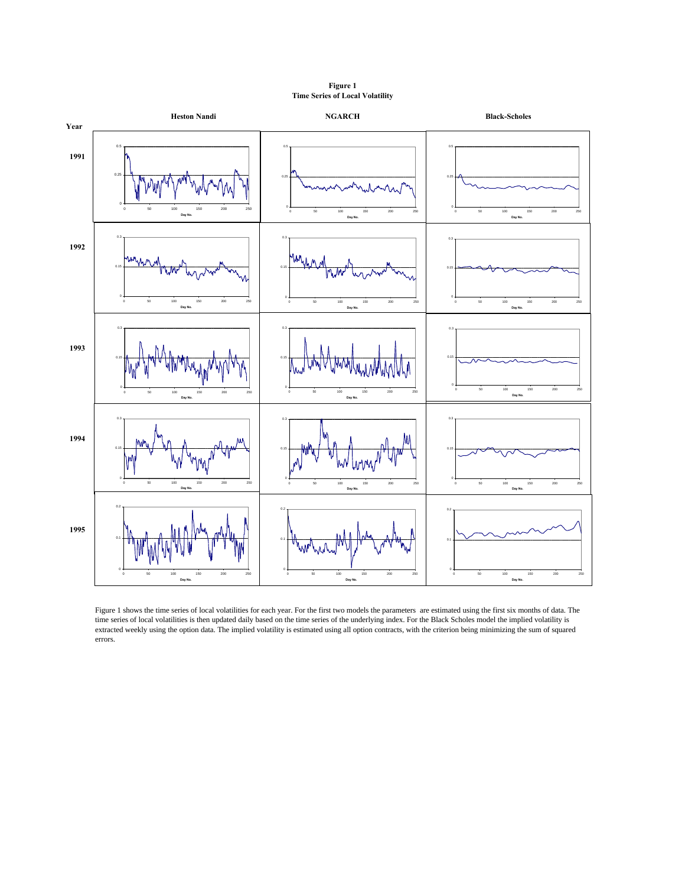**Figure 1**
**Time Series of Local Volatility**

Figure 1 shows the time series of local volatilities for each year. For the first two models the parameters are estimated using the first six months of data. The time series of local volatilities is then updated daily based on the time series of the underlying index. For the Black Scholes model the implied volatility is extracted weekly using the option data. The implied volatility is estimated using all option contracts, with the criterion being minimizing the sum of squared errors.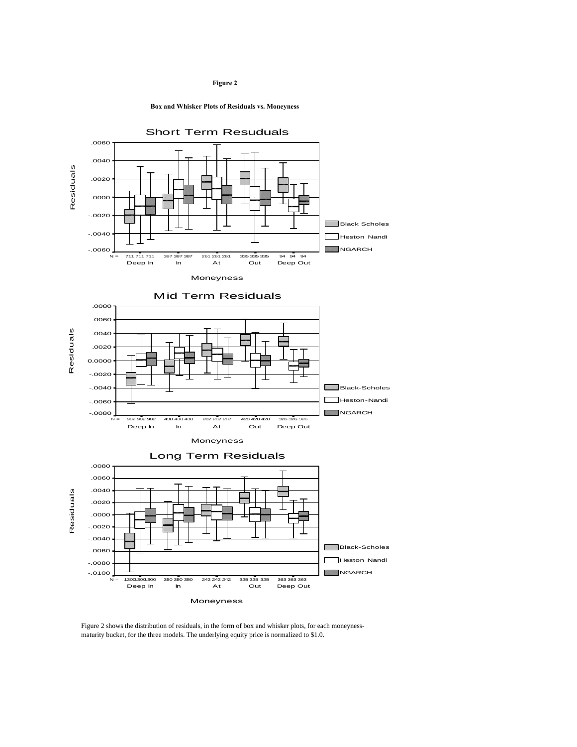**Figure 2**

**Box and Whisker Plots of Residuals vs. Moneyness**

Figure 2 shows the distribution of residuals, in the form of box and whisker plots, for each moneyness-maturity bucket, for the three models. The underlying equity price is normalized to $1.0.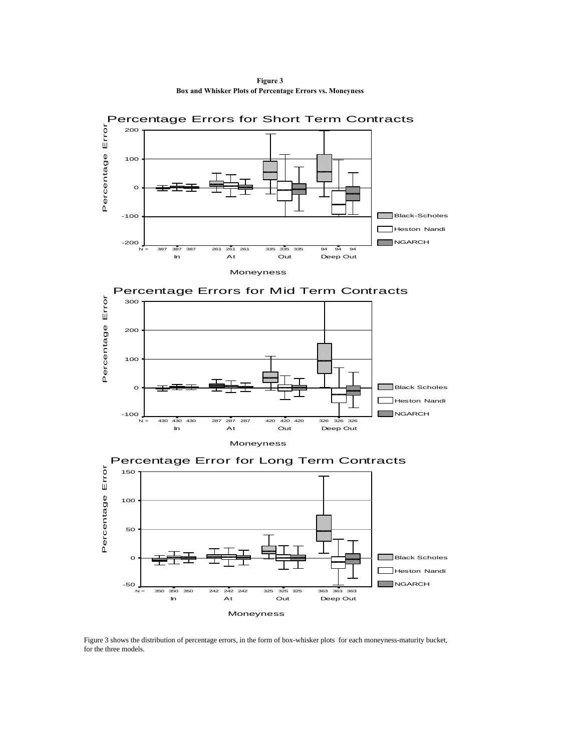**Figure 3**
**Box and Whisker Plots of Percentage Errors vs. Moneyness**

Figure 3 shows the distribution of percentage errors, in the form of box-whisker plots for each moneyness-maturity bucket, for the three models.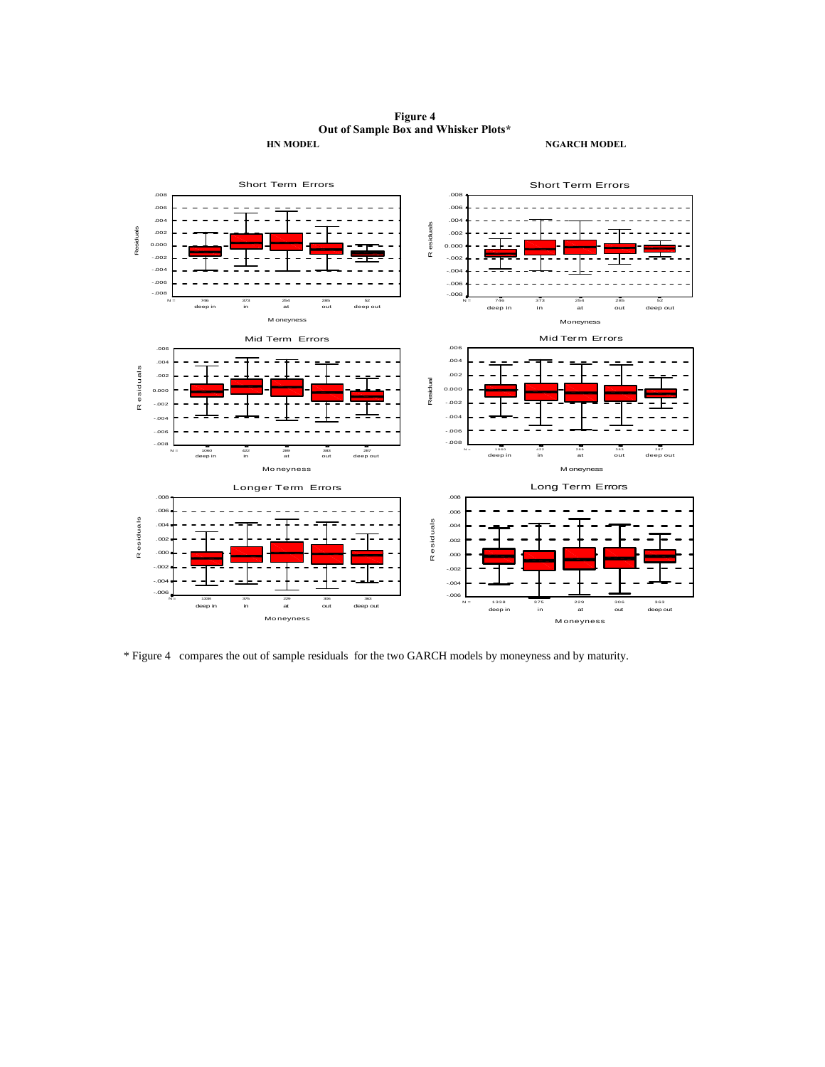**Figure 4**
**Out of Sample Box and Whisker Plots***

**HN MODEL** | **NGARCH MODEL**

\* Figure 4 compares the out of sample residuals for the two GARCH models by moneyness and by maturity.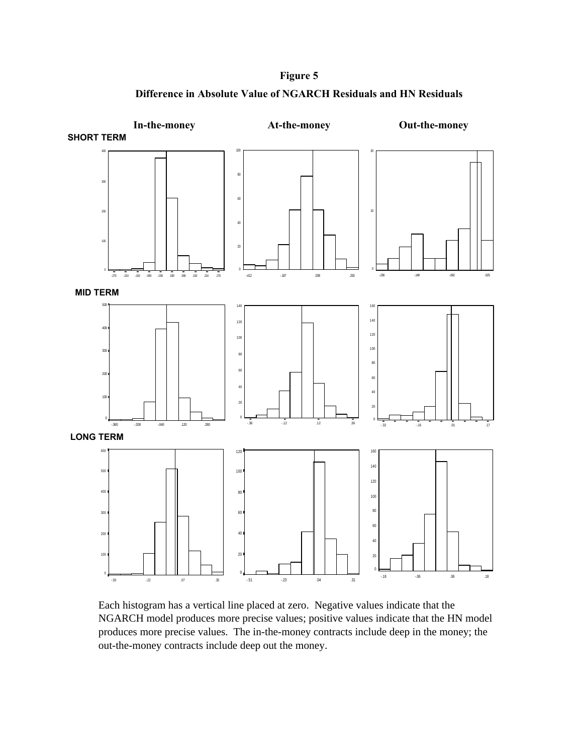# Figure 5

## Difference in Absolute Value of NGARCH Residuals and HN Residuals

Each histogram has a vertical line placed at zero. Negative values indicate that the NGARCH model produces more precise values; positive values indicate that the HN model produces more precise values. The in-the-money contracts include deep in the money; the out-the-money contracts include deep out the money.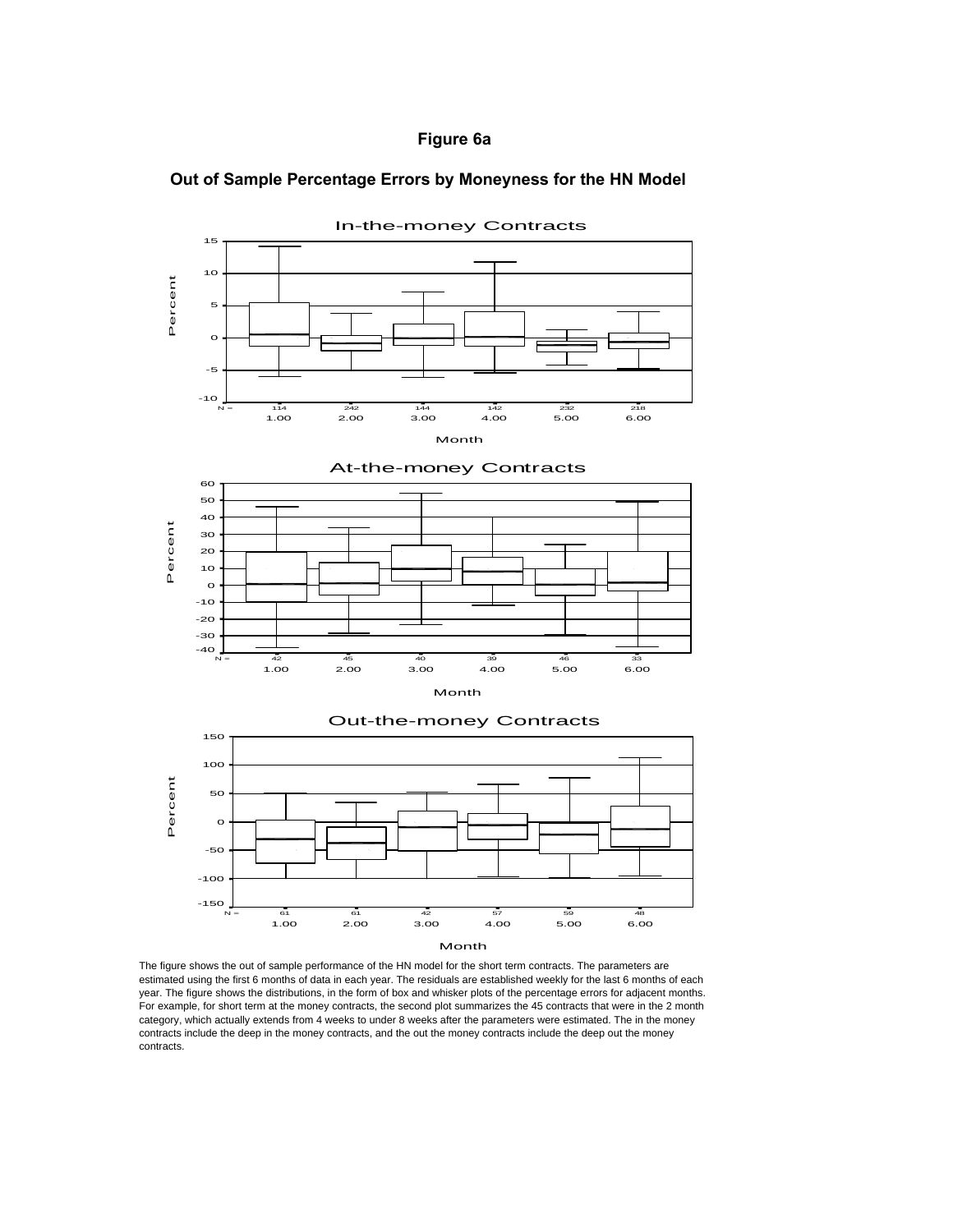# Figure 6a

## Out of Sample Percentage Errors by Moneyness for the HN Model

In-the-money Contracts

| Month | 1.00 | 2.00 | 3.00 | 4.00 | 5.00 | 6.00 |
|---|---|---|---|---|---|---|
| N = | 114 | 242 | 144 | 142 | 232 | 218 |

At-the-money Contracts

| Month | 1.00 | 2.00 | 3.00 | 4.00 | 5.00 | 6.00 |
|---|---|---|---|---|---|---|
| N = | 42 | 45 | 40 | 39 | 46 | 33 |

Out-the-money Contracts

| Month | 1.00 | 2.00 | 3.00 | 4.00 | 5.00 | 6.00 |
|---|---|---|---|---|---|---|
| N = | 61 | 61 | 42 | 57 | 59 | 48 |

The figure shows the out of sample performance of the HN model for the short term contracts. The parameters are estimated using the first 6 months of data in each year. The residuals are established weekly for the last 6 months of each year. The figure shows the distributions, in the form of box and whisker plots of the percentage errors for adjacent months. For example, for short term at the money contracts, the second plot summarizes the 45 contracts that were in the 2 month category, which actually extends from 4 weeks to under 8 weeks after the parameters were estimated. The in the money contracts include the deep in the money contracts, and the out the money contracts include the deep out the money contracts.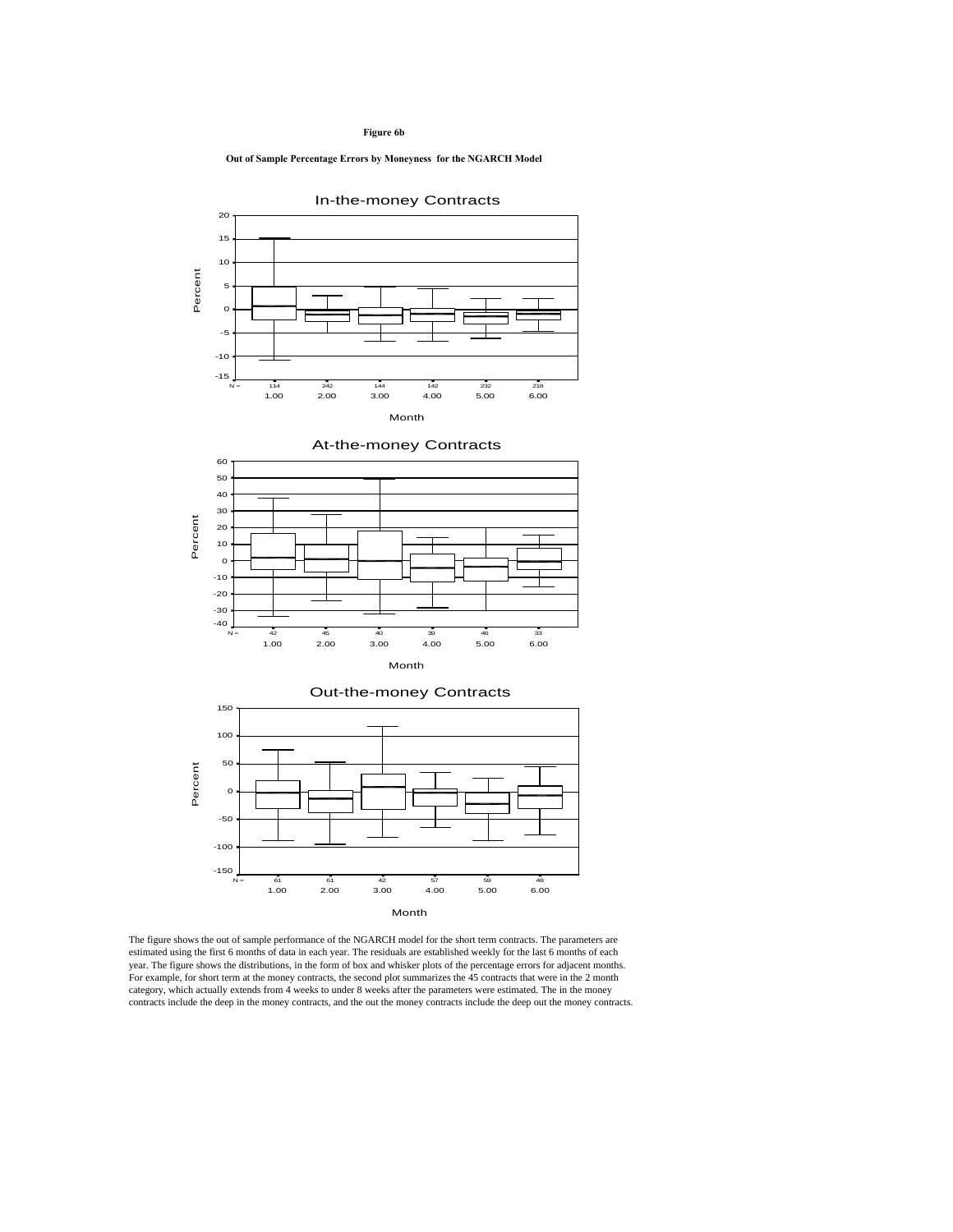**Figure 6b**

**Out of Sample Percentage Errors by Moneyness for the NGARCH Model**

In-the-money Contracts

At-the-money Contracts

Out-the-money Contracts

The figure shows the out of sample performance of the NGARCH model for the short term contracts. The parameters are estimated using the first 6 months of data in each year. The residuals are established weekly for the last 6 months of each year. The figure shows the distributions, in the form of box and whisker plots of the percentage errors for adjacent months. For example, for short term at the money contracts, the second plot summarizes the 45 contracts that were in the 2 month category, which actually extends from 4 weeks to under 8 weeks after the parameters were estimated. The in the money contracts include the deep in the money contracts, and the out the money contracts include the deep out the money contracts.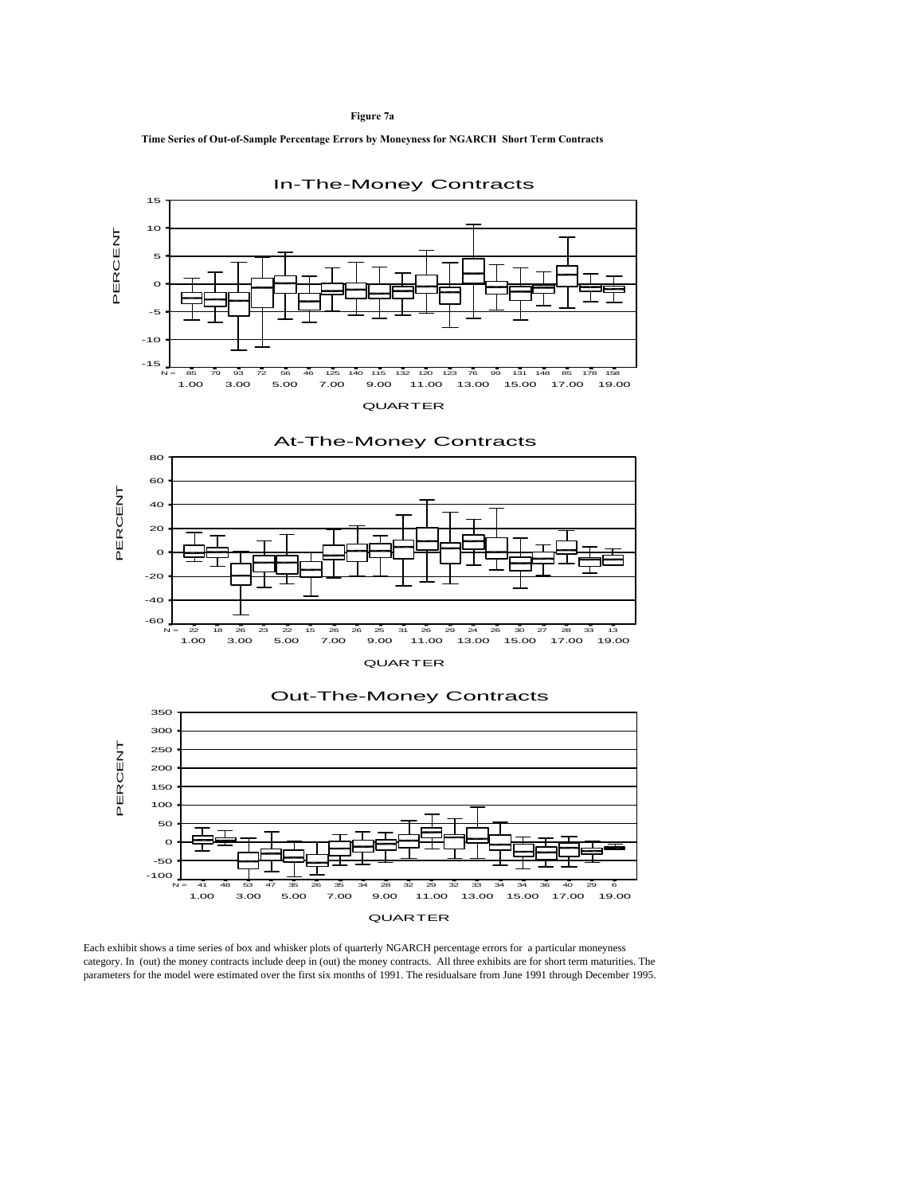**Figure 7a**

**Time Series of Out-of-Sample Percentage Errors by Moneyness for NGARCH Short Term Contracts**

In-The-Money Contracts

At-The-Money Contracts

Out-The-Money Contracts

Each exhibit shows a time series of box and whisker plots of quarterly NGARCH percentage errors for a particular moneyness category. In (out) the money contracts include deep in (out) the money contracts. All three exhibits are for short term maturities. The parameters for the model were estimated over the first six months of 1991. The residualsare from June 1991 through December 1995.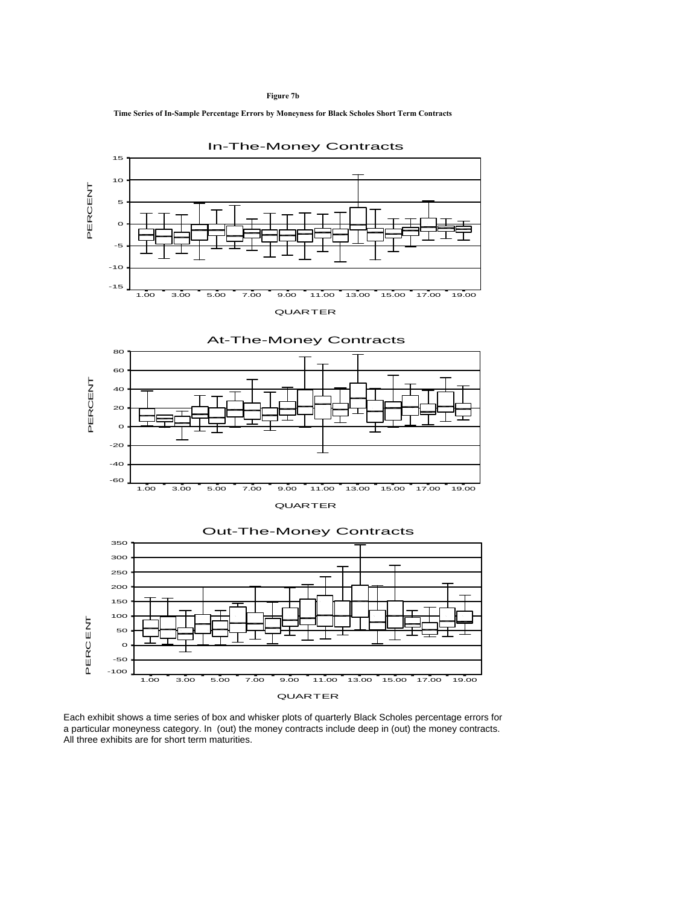**Figure 7b**

**Time Series of In-Sample Percentage Errors by Moneyness for Black Scholes Short Term Contracts**

In-The-Money Contracts

PERCENT

15
10
5
0
-5
-10
-15

1.00 3.00 5.00 7.00 9.00 11.00 13.00 15.00 17.00 19.00

QUARTER

At-The-Money Contracts

PERCENT

80
60
40
20
0
-20
-40
-60

1.00 3.00 5.00 7.00 9.00 11.00 13.00 15.00 17.00 19.00

QUARTER

Out-The-Money Contracts

PERCENT

350
300
250
200
150
100
50
0
-50
-100

1.00 3.00 5.00 7.00 9.00 11.00 13.00 15.00 17.00 19.00

QUARTER

Each exhibit shows a time series of box and whisker plots of quarterly Black Scholes percentage errors for a particular moneyness category. In (out) the money contracts include deep in (out) the money contracts. All three exhibits are for short term maturities.